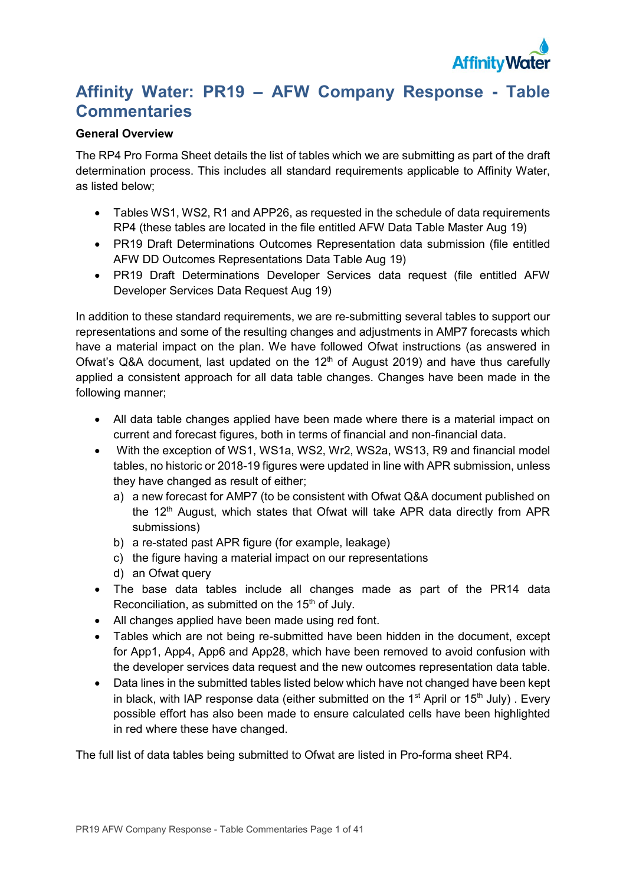# Affinity Water: PR19 – AFW Company Response - Table Commentaries

**General Overview**

The RP4 Pro Forma Sheet details the list of tables which we are submitting as part of the draft determination process. This includes all standard requirements applicable to Affinity Water, as listed below;

- Tables WS1, WS2, R1 and APP26, as requested in the schedule of data requirements RP4 (these tables are located in the file entitled AFW Data Table Master Aug 19)
- PR19 Draft Determinations Outcomes Representation data submission (file entitled AFW DD Outcomes Representations Data Table Aug 19)
- PR19 Draft Determinations Developer Services data request (file entitled AFW Developer Services Data Request Aug 19)

In addition to these standard requirements, we are re-submitting several tables to support our representations and some of the resulting changes and adjustments in AMP7 forecasts which have a material impact on the plan. We have followed Ofwat instructions (as answered in Ofwat's Q&A document, last updated on the 12th of August 2019) and have thus carefully applied a consistent approach for all data table changes. Changes have been made in the following manner;

- All data table changes applied have been made where there is a material impact on current and forecast figures, both in terms of financial and non-financial data.
- With the exception of WS1, WS1a, WS2, Wr2, WS2a, WS13, R9 and financial model tables, no historic or 2018-19 figures were updated in line with APR submission, unless they have changed as result of either;
  a) a new forecast for AMP7 (to be consistent with Ofwat Q&A document published on the 12th August, which states that Ofwat will take APR data directly from APR submissions)
  b) a re-stated past APR figure (for example, leakage)
  c) the figure having a material impact on our representations
  d) an Ofwat query
- The base data tables include all changes made as part of the PR14 data Reconciliation, as submitted on the 15th of July.
- All changes applied have been made using red font.
- Tables which are not being re-submitted have been hidden in the document, except for App1, App4, App6 and App28, which have been removed to avoid confusion with the developer services data request and the new outcomes representation data table.
- Data lines in the submitted tables listed below which have not changed have been kept in black, with IAP response data (either submitted on the 1st April or 15th July) . Every possible effort has also been made to ensure calculated cells have been highlighted in red where these have changed.

The full list of data tables being submitted to Ofwat are listed in Pro-forma sheet RP4.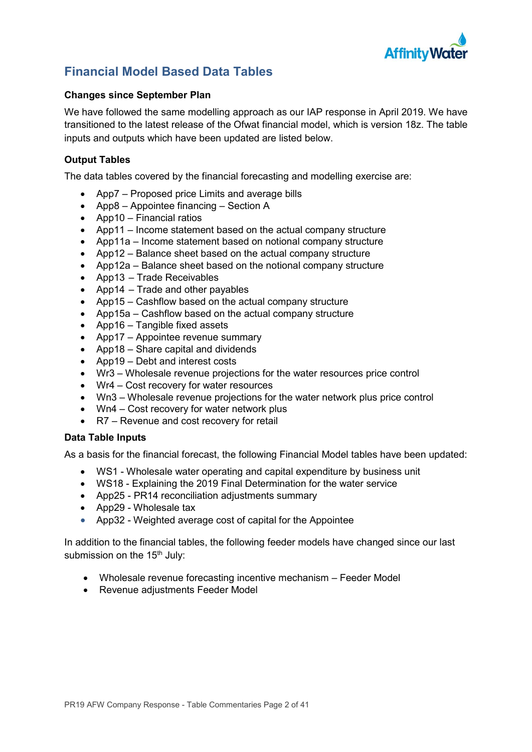## Financial Model Based Data Tables

### Changes since September Plan

We have followed the same modelling approach as our IAP response in April 2019. We have transitioned to the latest release of the Ofwat financial model, which is version 18z. The table inputs and outputs which have been updated are listed below.

### Output Tables

The data tables covered by the financial forecasting and modelling exercise are:

- App7 – Proposed price Limits and average bills
- App8 – Appointee financing – Section A
- App10 – Financial ratios
- App11 – Income statement based on the actual company structure
- App11a – Income statement based on notional company structure
- App12 – Balance sheet based on the actual company structure
- App12a – Balance sheet based on the notional company structure
- App13 – Trade Receivables
- App14 – Trade and other payables
- App15 – Cashflow based on the actual company structure
- App15a – Cashflow based on the actual company structure
- App16 – Tangible fixed assets
- App17 – Appointee revenue summary
- App18 – Share capital and dividends
- App19 – Debt and interest costs
- Wr3 – Wholesale revenue projections for the water resources price control
- Wr4 – Cost recovery for water resources
- Wn3 – Wholesale revenue projections for the water network plus price control
- Wn4 – Cost recovery for water network plus
- R7 – Revenue and cost recovery for retail

### Data Table Inputs

As a basis for the financial forecast, the following Financial Model tables have been updated:

- WS1 - Wholesale water operating and capital expenditure by business unit
- WS18 - Explaining the 2019 Final Determination for the water service
- App25 - PR14 reconciliation adjustments summary
- App29 - Wholesale tax
- App32 - Weighted average cost of capital for the Appointee

In addition to the financial tables, the following feeder models have changed since our last submission on the 15th July:

- Wholesale revenue forecasting incentive mechanism – Feeder Model
- Revenue adjustments Feeder Model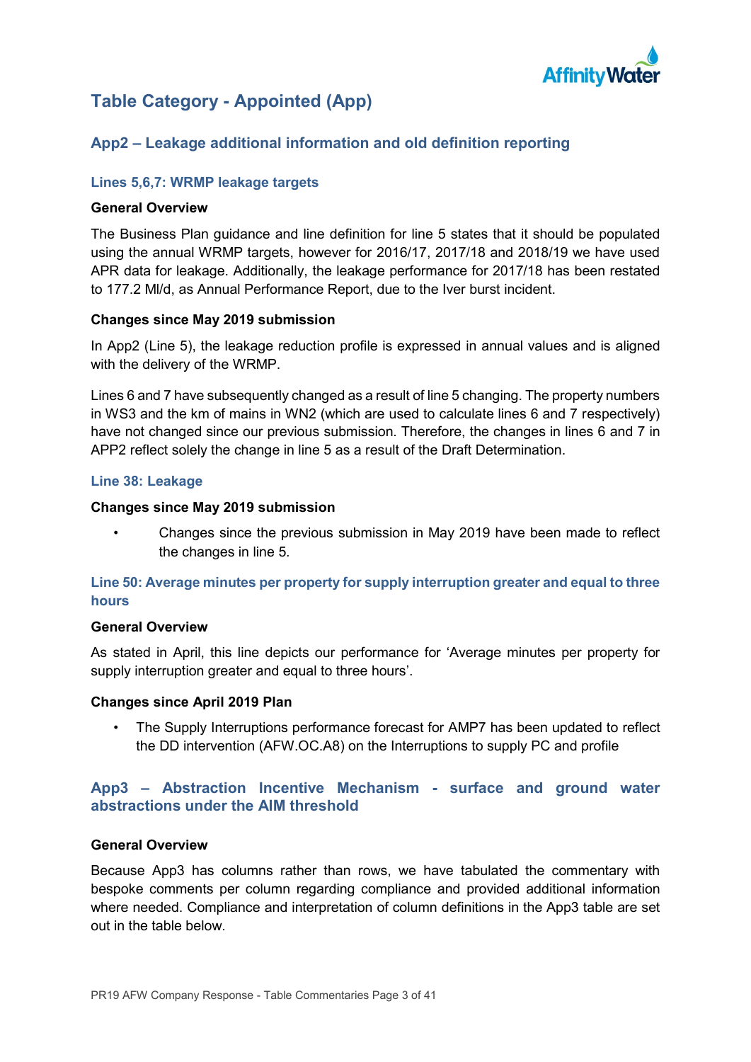# Table Category - Appointed (App)

## App2 – Leakage additional information and old definition reporting

### Lines 5,6,7: WRMP leakage targets

**General Overview**

The Business Plan guidance and line definition for line 5 states that it should be populated using the annual WRMP targets, however for 2016/17, 2017/18 and 2018/19 we have used APR data for leakage. Additionally, the leakage performance for 2017/18 has been restated to 177.2 Ml/d, as Annual Performance Report, due to the Iver burst incident.

**Changes since May 2019 submission**

In App2 (Line 5), the leakage reduction profile is expressed in annual values and is aligned with the delivery of the WRMP.

Lines 6 and 7 have subsequently changed as a result of line 5 changing. The property numbers in WS3 and the km of mains in WN2 (which are used to calculate lines 6 and 7 respectively) have not changed since our previous submission. Therefore, the changes in lines 6 and 7 in APP2 reflect solely the change in line 5 as a result of the Draft Determination.

### Line 38: Leakage

**Changes since May 2019 submission**

- Changes since the previous submission in May 2019 have been made to reflect the changes in line 5.

### Line 50: Average minutes per property for supply interruption greater and equal to three hours

**General Overview**

As stated in April, this line depicts our performance for 'Average minutes per property for supply interruption greater and equal to three hours'.

**Changes since April 2019 Plan**

- The Supply Interruptions performance forecast for AMP7 has been updated to reflect the DD intervention (AFW.OC.A8) on the Interruptions to supply PC and profile

## App3 – Abstraction Incentive Mechanism - surface and ground water abstractions under the AIM threshold

**General Overview**

Because App3 has columns rather than rows, we have tabulated the commentary with bespoke comments per column regarding compliance and provided additional information where needed. Compliance and interpretation of column definitions in the App3 table are set out in the table below.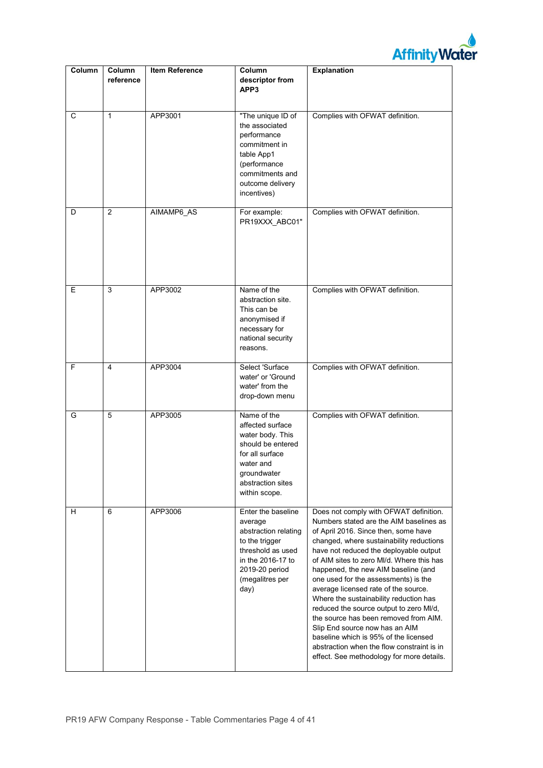| Column | Column reference | Item Reference | Column descriptor from APP3 | Explanation |
|---|---|---|---|---|
| C | 1 | APP3001 | "The unique ID of the associated performance commitment in table App1 (performance commitments and outcome delivery incentives) | Complies with OFWAT definition. |
| D | 2 | AIMAMP6_AS | For example: PR19XXX_ABC01" | Complies with OFWAT definition. |
| E | 3 | APP3002 | Name of the abstraction site. This can be anonymised if necessary for national security reasons. | Complies with OFWAT definition. |
| F | 4 | APP3004 | Select 'Surface water' or 'Ground water' from the drop-down menu | Complies with OFWAT definition. |
| G | 5 | APP3005 | Name of the affected surface water body. This should be entered for all surface water and groundwater abstraction sites within scope. | Complies with OFWAT definition. |
| H | 6 | APP3006 | Enter the baseline average abstraction relating to the trigger threshold as used in the 2016-17 to 2019-20 period (megalitres per day) | Does not comply with OFWAT definition. Numbers stated are the AIM baselines as of April 2016. Since then, some have changed, where sustainability reductions have not reduced the deployable output of AIM sites to zero Ml/d. Where this has happened, the new AIM baseline (and one used for the assessments) is the average licensed rate of the source. Where the sustainability reduction has reduced the source output to zero Ml/d, the source has been removed from AIM. Slip End source now has an AIM baseline which is 95% of the licensed abstraction when the flow constraint is in effect. See methodology for more details. |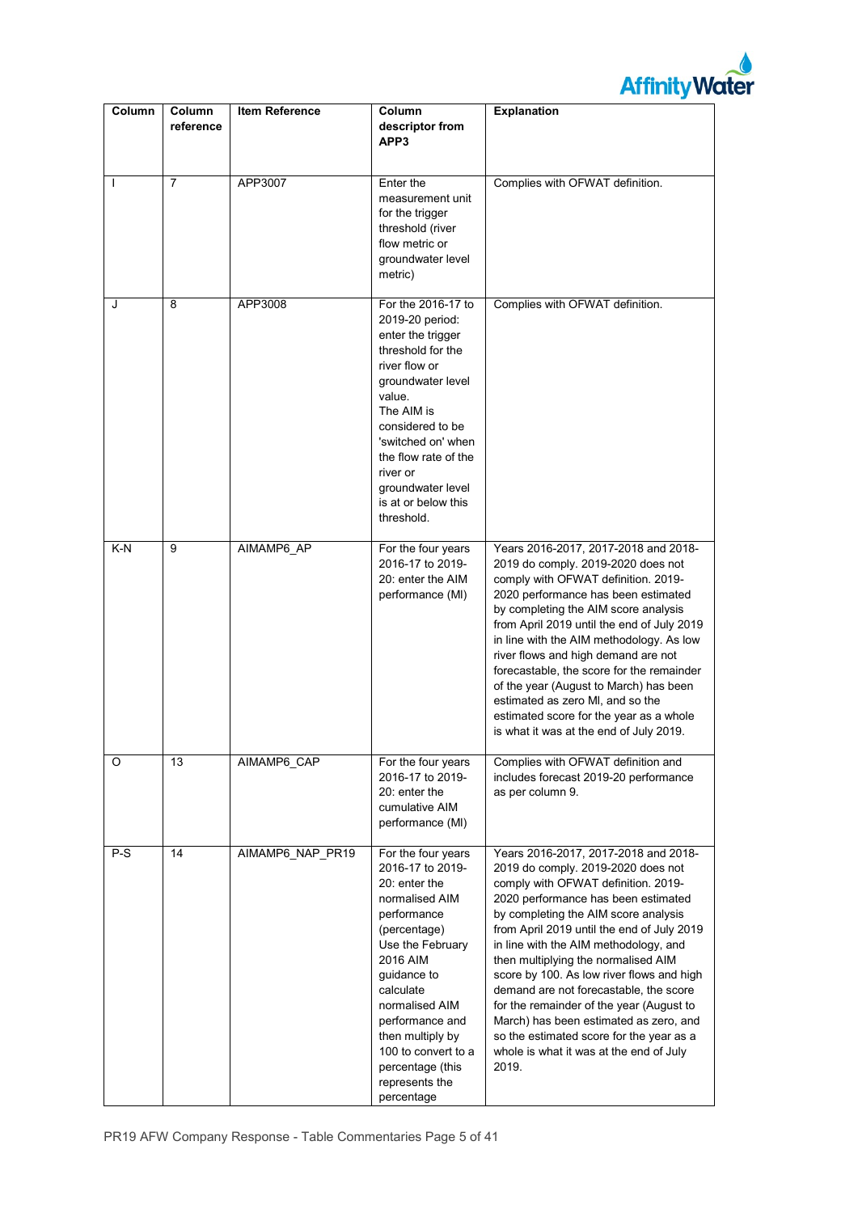| Column | Column reference | Item Reference | Column descriptor from APP3 | Explanation |
| --- | --- | --- | --- | --- |
| I | 7 | APP3007 | Enter the measurement unit for the trigger threshold (river flow metric or groundwater level metric) | Complies with OFWAT definition. |
| J | 8 | APP3008 | For the 2016-17 to 2019-20 period: enter the trigger threshold for the river flow or groundwater level value. The AIM is considered to be 'switched on' when the flow rate of the river or groundwater level is at or below this threshold. | Complies with OFWAT definition. |
| K-N | 9 | AIMAMP6_AP | For the four years 2016-17 to 2019-20: enter the AIM performance (Ml) | Years 2016-2017, 2017-2018 and 2018-2019 do comply. 2019-2020 does not comply with OFWAT definition. 2019-2020 performance has been estimated by completing the AIM score analysis from April 2019 until the end of July 2019 in line with the AIM methodology. As low river flows and high demand are not forecastable, the score for the remainder of the year (August to March) has been estimated as zero Ml, and so the estimated score for the year as a whole is what it was at the end of July 2019. |
| O | 13 | AIMAMP6_CAP | For the four years 2016-17 to 2019-20: enter the cumulative AIM performance (Ml) | Complies with OFWAT definition and includes forecast 2019-20 performance as per column 9. |
| P-S | 14 | AIMAMP6_NAP_PR19 | For the four years 2016-17 to 2019-20: enter the normalised AIM performance (percentage) Use the February 2016 AIM guidance to calculate normalised AIM performance and then multiply by 100 to convert to a percentage (this represents the percentage | Years 2016-2017, 2017-2018 and 2018-2019 do comply. 2019-2020 does not comply with OFWAT definition. 2019-2020 performance has been estimated by completing the AIM score analysis from April 2019 until the end of July 2019 in line with the AIM methodology, and then multiplying the normalised AIM score by 100. As low river flows and high demand are not forecastable, the score for the remainder of the year (August to March) has been estimated as zero, and so the estimated score for the year as a whole is what it was at the end of July 2019. |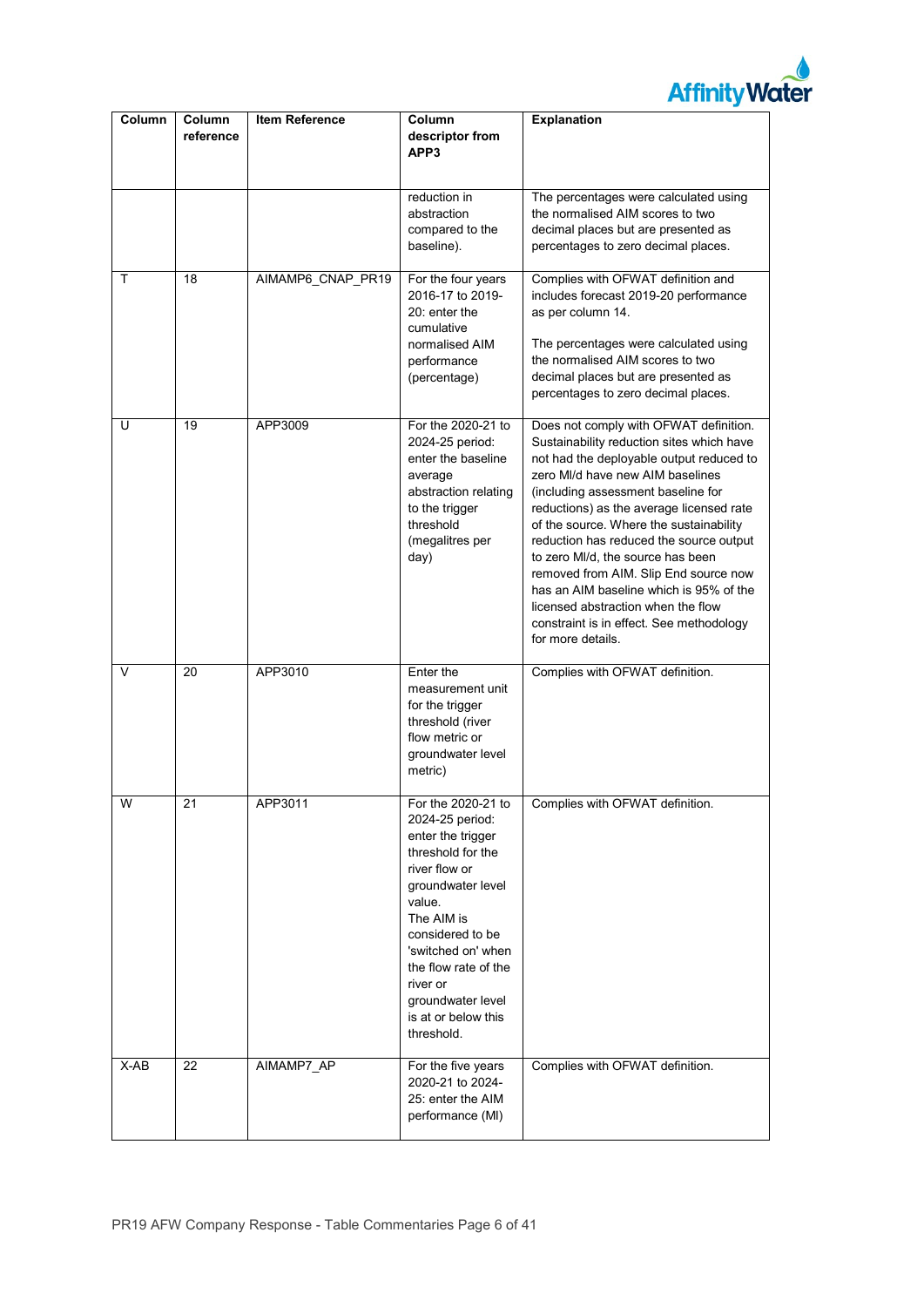| Column | Column reference | Item Reference | Column descriptor from APP3 | Explanation |
| --- | --- | --- | --- | --- |
| | | | reduction in abstraction compared to the baseline). | The percentages were calculated using the normalised AIM scores to two decimal places but are presented as percentages to zero decimal places. |
| T | 18 | AIMAMP6_CNAP_PR19 | For the four years 2016-17 to 2019-20: enter the cumulative normalised AIM performance (percentage) | Complies with OFWAT definition and includes forecast 2019-20 performance as per column 14.<br><br>The percentages were calculated using the normalised AIM scores to two decimal places but are presented as percentages to zero decimal places. |
| U | 19 | APP3009 | For the 2020-21 to 2024-25 period: enter the baseline average abstraction relating to the trigger threshold (megalitres per day) | Does not comply with OFWAT definition. Sustainability reduction sites which have not had the deployable output reduced to zero Ml/d have new AIM baselines (including assessment baseline for reductions) as the average licensed rate of the source. Where the sustainability reduction has reduced the source output to zero Ml/d, the source has been removed from AIM. Slip End source now has an AIM baseline which is 95% of the licensed abstraction when the flow constraint is in effect. See methodology for more details. |
| V | 20 | APP3010 | Enter the measurement unit for the trigger threshold (river flow metric or groundwater level metric) | Complies with OFWAT definition. |
| W | 21 | APP3011 | For the 2020-21 to 2024-25 period: enter the trigger threshold for the river flow or groundwater level value.<br>The AIM is considered to be 'switched on' when the flow rate of the river or groundwater level is at or below this threshold. | Complies with OFWAT definition. |
| X-AB | 22 | AIMAMP7_AP | For the five years 2020-21 to 2024-25: enter the AIM performance (Ml) | Complies with OFWAT definition. |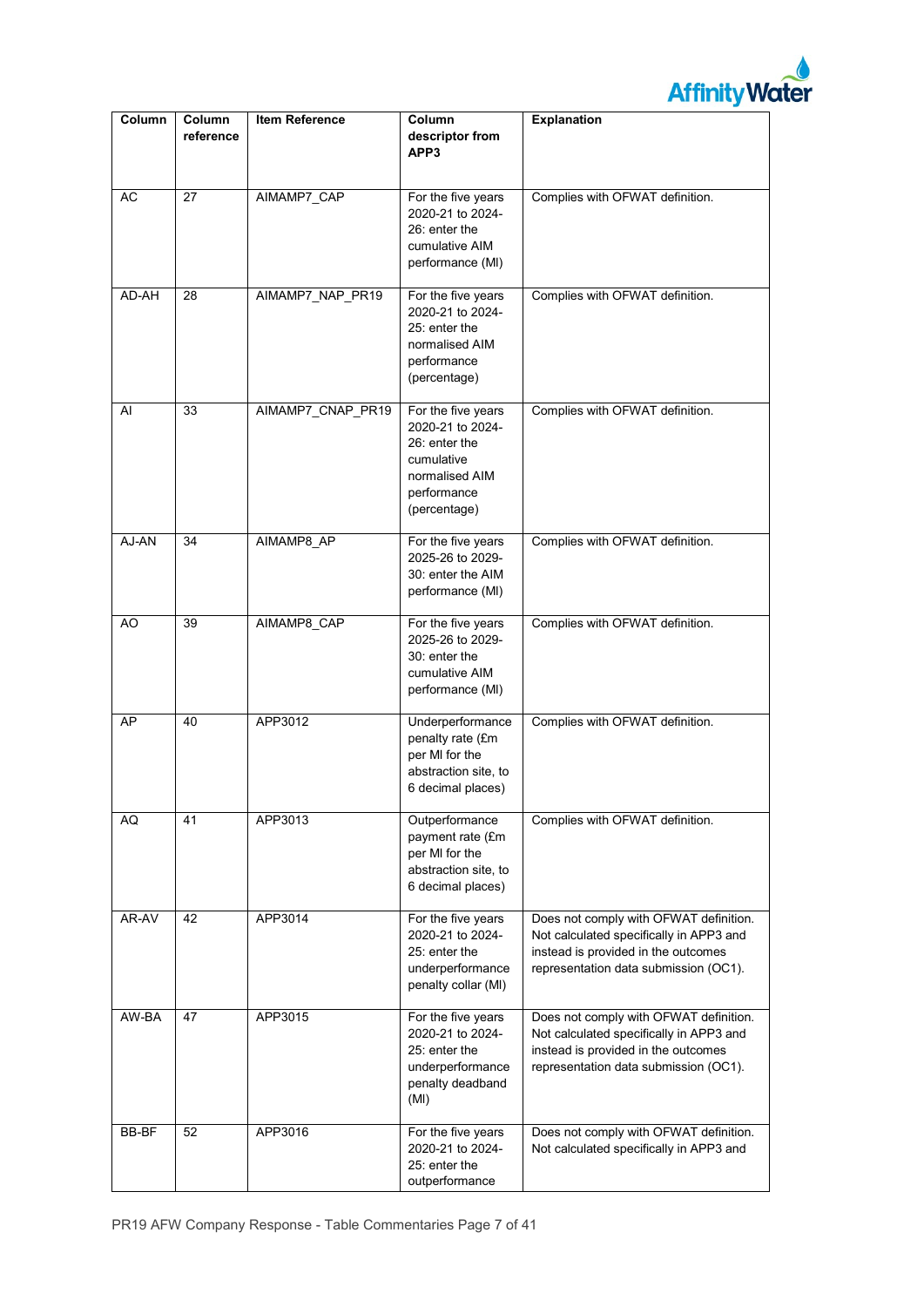| Column | Column reference | Item Reference | Column descriptor from APP3 | Explanation |
|---|---|---|---|---|
| AC | 27 | AIMAMP7_CAP | For the five years 2020-21 to 2024-26: enter the cumulative AIM performance (Ml) | Complies with OFWAT definition. |
| AD-AH | 28 | AIMAMP7_NAP_PR19 | For the five years 2020-21 to 2024-25: enter the normalised AIM performance (percentage) | Complies with OFWAT definition. |
| AI | 33 | AIMAMP7_CNAP_PR19 | For the five years 2020-21 to 2024-26: enter the cumulative normalised AIM performance (percentage) | Complies with OFWAT definition. |
| AJ-AN | 34 | AIMAMP8_AP | For the five years 2025-26 to 2029-30: enter the AIM performance (Ml) | Complies with OFWAT definition. |
| AO | 39 | AIMAMP8_CAP | For the five years 2025-26 to 2029-30: enter the cumulative AIM performance (Ml) | Complies with OFWAT definition. |
| AP | 40 | APP3012 | Underperformance penalty rate (£m per Ml for the abstraction site, to 6 decimal places) | Complies with OFWAT definition. |
| AQ | 41 | APP3013 | Outperformance payment rate (£m per Ml for the abstraction site, to 6 decimal places) | Complies with OFWAT definition. |
| AR-AV | 42 | APP3014 | For the five years 2020-21 to 2024-25: enter the underperformance penalty collar (Ml) | Does not comply with OFWAT definition. Not calculated specifically in APP3 and instead is provided in the outcomes representation data submission (OC1). |
| AW-BA | 47 | APP3015 | For the five years 2020-21 to 2024-25: enter the underperformance penalty deadband (Ml) | Does not comply with OFWAT definition. Not calculated specifically in APP3 and instead is provided in the outcomes representation data submission (OC1). |
| BB-BF | 52 | APP3016 | For the five years 2020-21 to 2024-25: enter the outperformance | Does not comply with OFWAT definition. Not calculated specifically in APP3 and |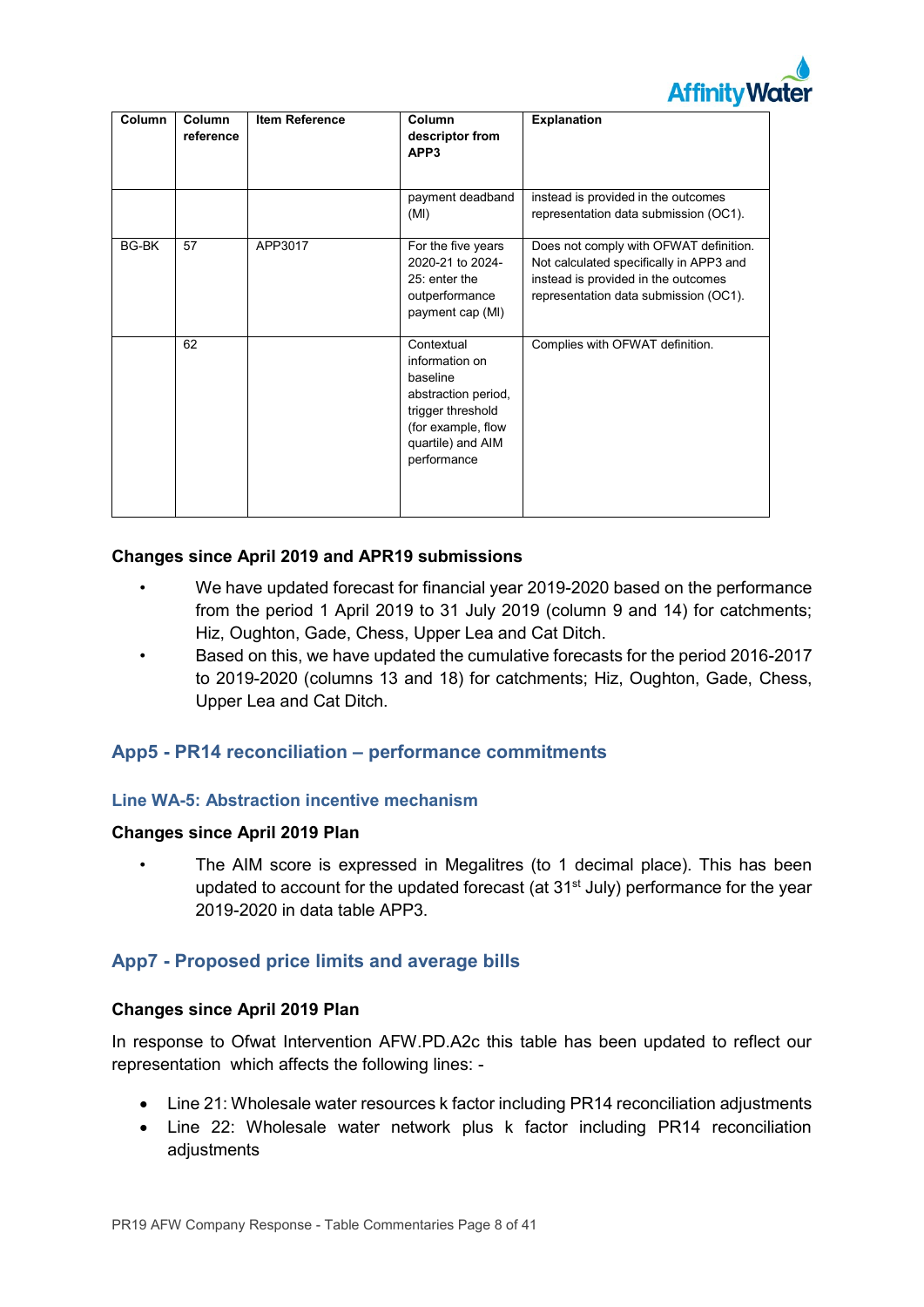| Column | Column reference | Item Reference | Column descriptor from APP3 | Explanation |
|---|---|---|---|---|
| | | | payment deadband (Ml) | instead is provided in the outcomes representation data submission (OC1). |
| BG-BK | 57 | APP3017 | For the five years 2020-21 to 2024-25: enter the outperformance payment cap (Ml) | Does not comply with OFWAT definition. Not calculated specifically in APP3 and instead is provided in the outcomes representation data submission (OC1). |
| | 62 | | Contextual information on baseline abstraction period, trigger threshold (for example, flow quartile) and AIM performance | Complies with OFWAT definition. |

**Changes since April 2019 and APR19 submissions**

- We have updated forecast for financial year 2019-2020 based on the performance from the period 1 April 2019 to 31 July 2019 (column 9 and 14) for catchments; Hiz, Oughton, Gade, Chess, Upper Lea and Cat Ditch.
- Based on this, we have updated the cumulative forecasts for the period 2016-2017 to 2019-2020 (columns 13 and 18) for catchments; Hiz, Oughton, Gade, Chess, Upper Lea and Cat Ditch.

## App5 - PR14 reconciliation – performance commitments

### Line WA-5: Abstraction incentive mechanism

**Changes since April 2019 Plan**

- The AIM score is expressed in Megalitres (to 1 decimal place). This has been updated to account for the updated forecast (at 31st July) performance for the year 2019-2020 in data table APP3.

## App7 - Proposed price limits and average bills

**Changes since April 2019 Plan**

In response to Ofwat Intervention AFW.PD.A2c this table has been updated to reflect our representation which affects the following lines: -

- Line 21: Wholesale water resources k factor including PR14 reconciliation adjustments
- Line 22: Wholesale water network plus k factor including PR14 reconciliation adjustments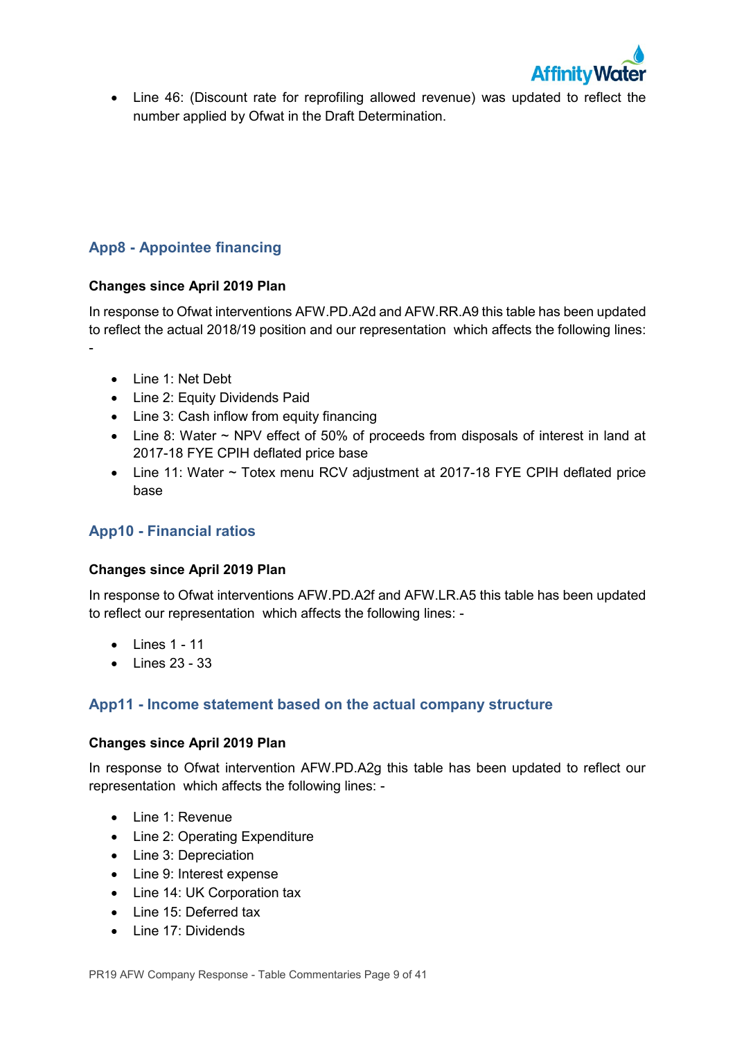- Line 46: (Discount rate for reprofiling allowed revenue) was updated to reflect the number applied by Ofwat in the Draft Determination.

## App8 - Appointee financing

**Changes since April 2019 Plan**

In response to Ofwat interventions AFW.PD.A2d and AFW.RR.A9 this table has been updated to reflect the actual 2018/19 position and our representation which affects the following lines: -

- Line 1: Net Debt
- Line 2: Equity Dividends Paid
- Line 3: Cash inflow from equity financing
- Line 8: Water ~ NPV effect of 50% of proceeds from disposals of interest in land at 2017-18 FYE CPIH deflated price base
- Line 11: Water ~ Totex menu RCV adjustment at 2017-18 FYE CPIH deflated price base

## App10 - Financial ratios

**Changes since April 2019 Plan**

In response to Ofwat interventions AFW.PD.A2f and AFW.LR.A5 this table has been updated to reflect our representation which affects the following lines: -

- Lines 1 - 11
- Lines 23 - 33

## App11 - Income statement based on the actual company structure

**Changes since April 2019 Plan**

In response to Ofwat intervention AFW.PD.A2g this table has been updated to reflect our representation which affects the following lines: -

- Line 1: Revenue
- Line 2: Operating Expenditure
- Line 3: Depreciation
- Line 9: Interest expense
- Line 14: UK Corporation tax
- Line 15: Deferred tax
- Line 17: Dividends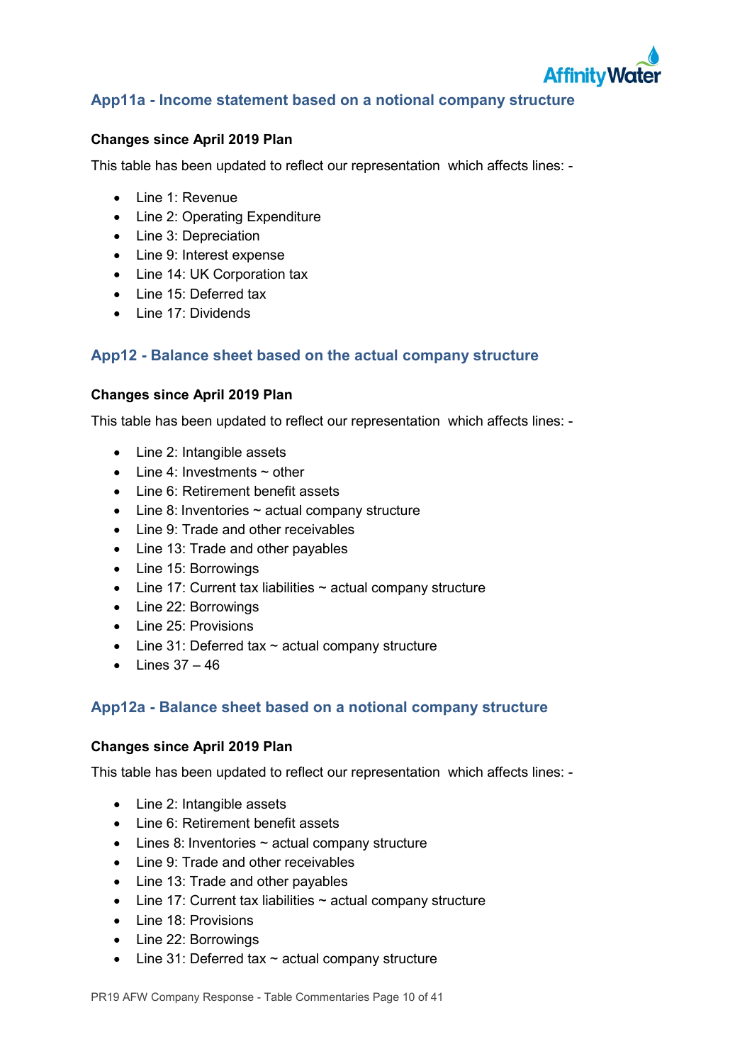## App11a - Income statement based on a notional company structure

**Changes since April 2019 Plan**

This table has been updated to reflect our representation which affects lines: -

- Line 1: Revenue
- Line 2: Operating Expenditure
- Line 3: Depreciation
- Line 9: Interest expense
- Line 14: UK Corporation tax
- Line 15: Deferred tax
- Line 17: Dividends

## App12 - Balance sheet based on the actual company structure

**Changes since April 2019 Plan**

This table has been updated to reflect our representation which affects lines: -

- Line 2: Intangible assets
- Line 4: Investments ~ other
- Line 6: Retirement benefit assets
- Line 8: Inventories ~ actual company structure
- Line 9: Trade and other receivables
- Line 13: Trade and other payables
- Line 15: Borrowings
- Line 17: Current tax liabilities ~ actual company structure
- Line 22: Borrowings
- Line 25: Provisions
- Line 31: Deferred tax ~ actual company structure
- Lines 37 – 46

## App12a - Balance sheet based on a notional company structure

**Changes since April 2019 Plan**

This table has been updated to reflect our representation which affects lines: -

- Line 2: Intangible assets
- Line 6: Retirement benefit assets
- Lines 8: Inventories ~ actual company structure
- Line 9: Trade and other receivables
- Line 13: Trade and other payables
- Line 17: Current tax liabilities ~ actual company structure
- Line 18: Provisions
- Line 22: Borrowings
- Line 31: Deferred tax ~ actual company structure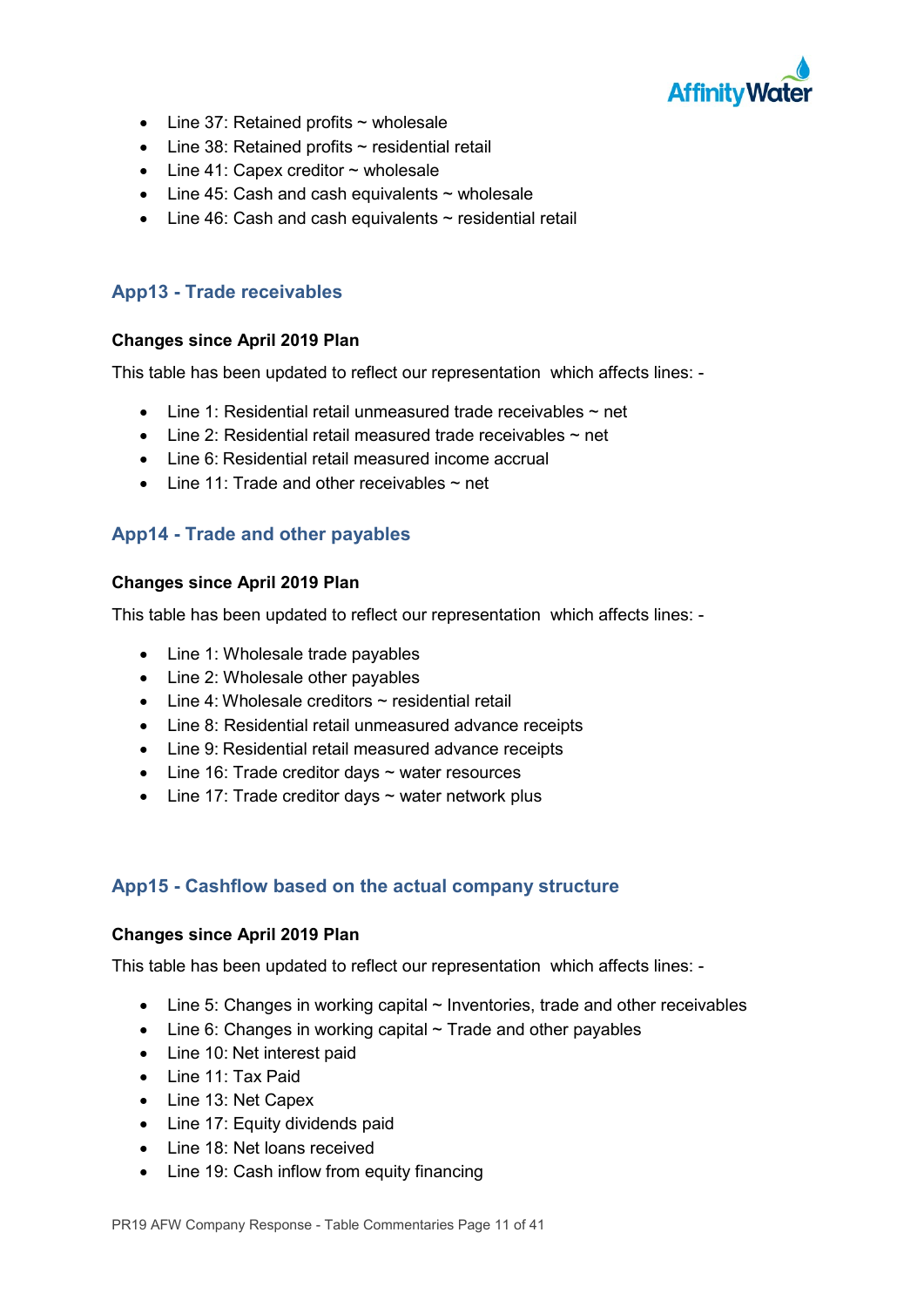- Line 37: Retained profits ~ wholesale
- Line 38: Retained profits ~ residential retail
- Line 41: Capex creditor ~ wholesale
- Line 45: Cash and cash equivalents ~ wholesale
- Line 46: Cash and cash equivalents ~ residential retail

## App13 - Trade receivables

**Changes since April 2019 Plan**

This table has been updated to reflect our representation which affects lines: -

- Line 1: Residential retail unmeasured trade receivables ~ net
- Line 2: Residential retail measured trade receivables ~ net
- Line 6: Residential retail measured income accrual
- Line 11: Trade and other receivables ~ net

## App14 - Trade and other payables

**Changes since April 2019 Plan**

This table has been updated to reflect our representation which affects lines: -

- Line 1: Wholesale trade payables
- Line 2: Wholesale other payables
- Line 4: Wholesale creditors ~ residential retail
- Line 8: Residential retail unmeasured advance receipts
- Line 9: Residential retail measured advance receipts
- Line 16: Trade creditor days ~ water resources
- Line 17: Trade creditor days ~ water network plus

## App15 - Cashflow based on the actual company structure

**Changes since April 2019 Plan**

This table has been updated to reflect our representation which affects lines: -

- Line 5: Changes in working capital ~ Inventories, trade and other receivables
- Line 6: Changes in working capital ~ Trade and other payables
- Line 10: Net interest paid
- Line 11: Tax Paid
- Line 13: Net Capex
- Line 17: Equity dividends paid
- Line 18: Net loans received
- Line 19: Cash inflow from equity financing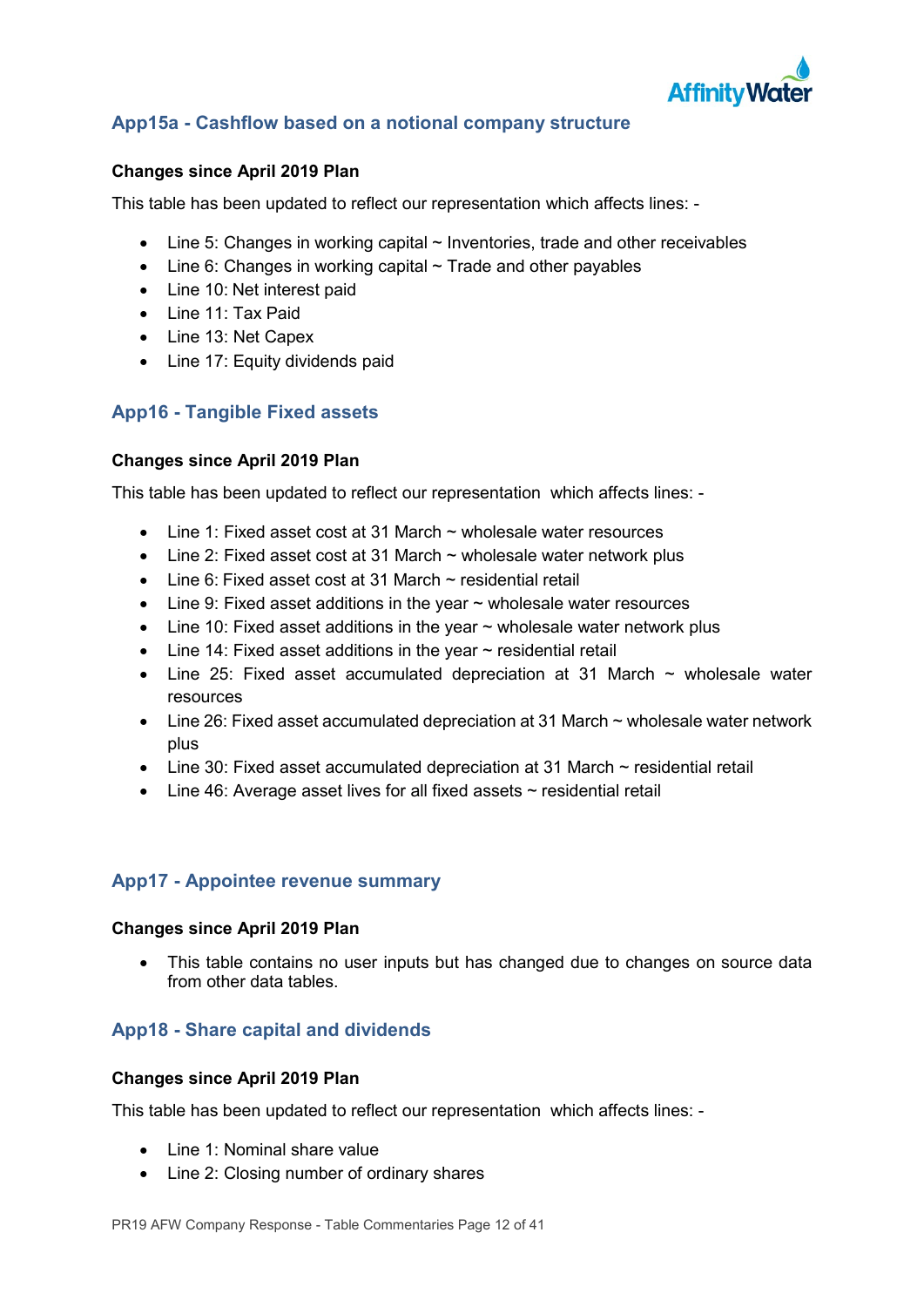## App15a - Cashflow based on a notional company structure

**Changes since April 2019 Plan**

This table has been updated to reflect our representation which affects lines: -

- Line 5: Changes in working capital ~ Inventories, trade and other receivables
- Line 6: Changes in working capital ~ Trade and other payables
- Line 10: Net interest paid
- Line 11: Tax Paid
- Line 13: Net Capex
- Line 17: Equity dividends paid

## App16 - Tangible Fixed assets

**Changes since April 2019 Plan**

This table has been updated to reflect our representation which affects lines: -

- Line 1: Fixed asset cost at 31 March ~ wholesale water resources
- Line 2: Fixed asset cost at 31 March ~ wholesale water network plus
- Line 6: Fixed asset cost at 31 March ~ residential retail
- Line 9: Fixed asset additions in the year ~ wholesale water resources
- Line 10: Fixed asset additions in the year ~ wholesale water network plus
- Line 14: Fixed asset additions in the year ~ residential retail
- Line 25: Fixed asset accumulated depreciation at 31 March ~ wholesale water resources
- Line 26: Fixed asset accumulated depreciation at 31 March ~ wholesale water network plus
- Line 30: Fixed asset accumulated depreciation at 31 March ~ residential retail
- Line 46: Average asset lives for all fixed assets ~ residential retail

## App17 - Appointee revenue summary

**Changes since April 2019 Plan**

- This table contains no user inputs but has changed due to changes on source data from other data tables.

## App18 - Share capital and dividends

**Changes since April 2019 Plan**

This table has been updated to reflect our representation which affects lines: -

- Line 1: Nominal share value
- Line 2: Closing number of ordinary shares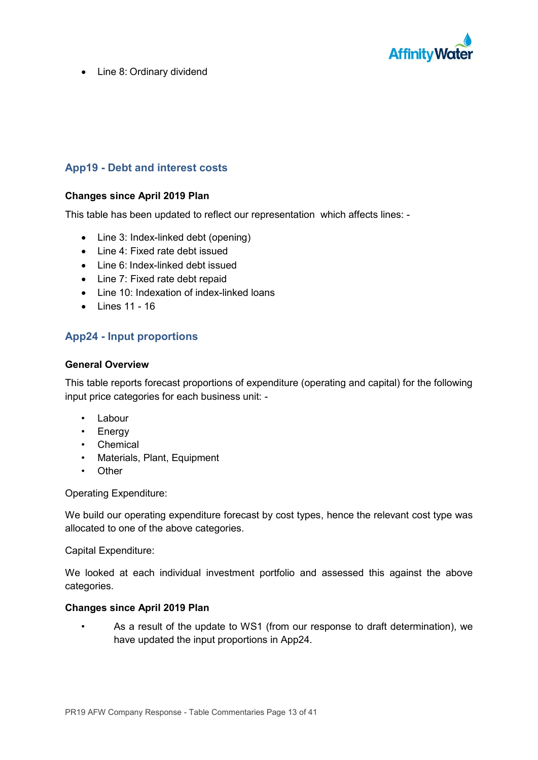- Line 8: Ordinary dividend

## App19 - Debt and interest costs

**Changes since April 2019 Plan**

This table has been updated to reflect our representation  which affects lines: -

- Line 3: Index-linked debt (opening)
- Line 4: Fixed rate debt issued
- Line 6: Index-linked debt issued
- Line 7: Fixed rate debt repaid
- Line 10: Indexation of index-linked loans
- Lines 11 - 16

## App24 - Input proportions

**General Overview**

This table reports forecast proportions of expenditure (operating and capital) for the following input price categories for each business unit: -

- Labour
- Energy
- Chemical
- Materials, Plant, Equipment
- Other

Operating Expenditure:

We build our operating expenditure forecast by cost types, hence the relevant cost type was allocated to one of the above categories.

Capital Expenditure:

We looked at each individual investment portfolio and assessed this against the above categories.

**Changes since April 2019 Plan**

- As a result of the update to WS1 (from our response to draft determination), we have updated the input proportions in App24.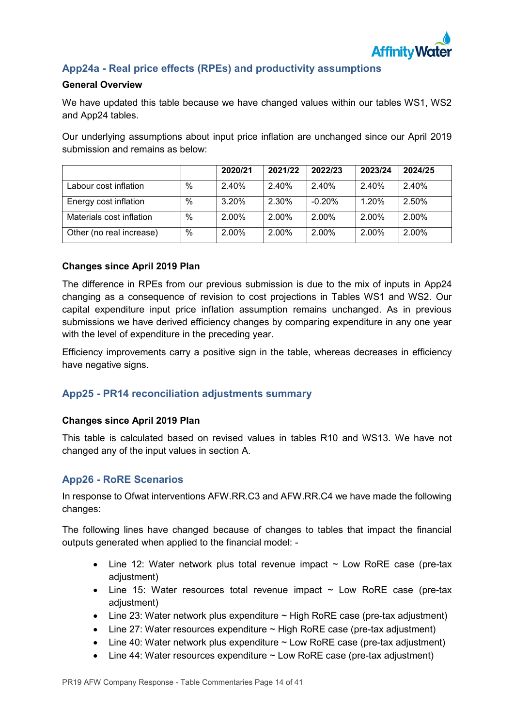## App24a - Real price effects (RPEs) and productivity assumptions

**General Overview**

We have updated this table because we have changed values within our tables WS1, WS2 and App24 tables.

Our underlying assumptions about input price inflation are unchanged since our April 2019 submission and remains as below:

| | | 2020/21 | 2021/22 | 2022/23 | 2023/24 | 2024/25 |
|---|---|---|---|---|---|---|
| Labour cost inflation | % | 2.40% | 2.40% | 2.40% | 2.40% | 2.40% |
| Energy cost inflation | % | 3.20% | 2.30% | -0.20% | 1.20% | 2.50% |
| Materials cost inflation | % | 2.00% | 2.00% | 2.00% | 2.00% | 2.00% |
| Other (no real increase) | % | 2.00% | 2.00% | 2.00% | 2.00% | 2.00% |

**Changes since April 2019 Plan**

The difference in RPEs from our previous submission is due to the mix of inputs in App24 changing as a consequence of revision to cost projections in Tables WS1 and WS2. Our capital expenditure input price inflation assumption remains unchanged. As in previous submissions we have derived efficiency changes by comparing expenditure in any one year with the level of expenditure in the preceding year.

Efficiency improvements carry a positive sign in the table, whereas decreases in efficiency have negative signs.

## App25 - PR14 reconciliation adjustments summary

**Changes since April 2019 Plan**

This table is calculated based on revised values in tables R10 and WS13. We have not changed any of the input values in section A.

## App26 - RoRE Scenarios

In response to Ofwat interventions AFW.RR.C3 and AFW.RR.C4 we have made the following changes:

The following lines have changed because of changes to tables that impact the financial outputs generated when applied to the financial model: -

- Line 12: Water network plus total revenue impact ~ Low RoRE case (pre-tax adjustment)
- Line 15: Water resources total revenue impact ~ Low RoRE case (pre-tax adjustment)
- Line 23: Water network plus expenditure ~ High RoRE case (pre-tax adjustment)
- Line 27: Water resources expenditure ~ High RoRE case (pre-tax adjustment)
- Line 40: Water network plus expenditure ~ Low RoRE case (pre-tax adjustment)
- Line 44: Water resources expenditure ~ Low RoRE case (pre-tax adjustment)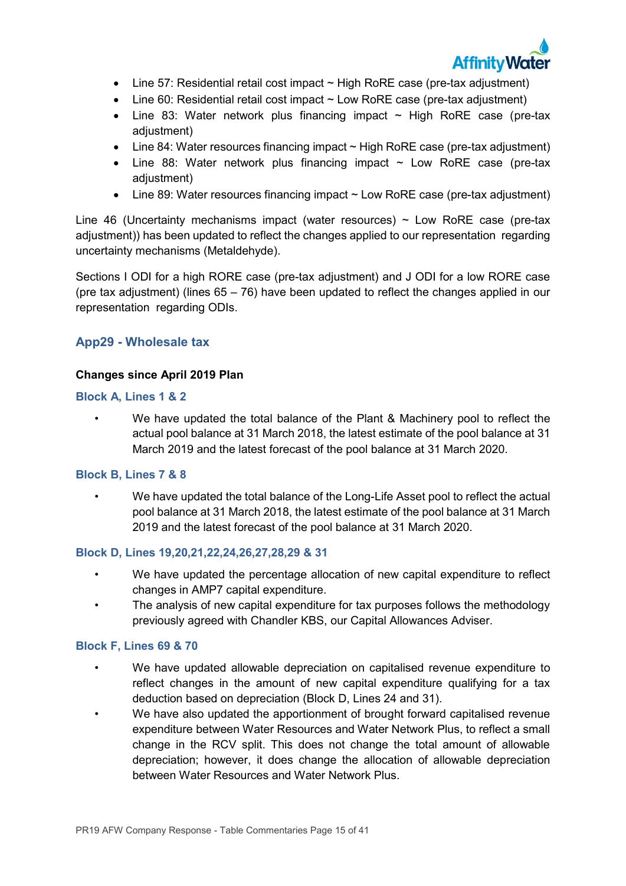- Line 57: Residential retail cost impact ~ High RoRE case (pre-tax adjustment)
- Line 60: Residential retail cost impact ~ Low RoRE case (pre-tax adjustment)
- Line 83: Water network plus financing impact ~ High RoRE case (pre-tax adjustment)
- Line 84: Water resources financing impact ~ High RoRE case (pre-tax adjustment)
- Line 88: Water network plus financing impact ~ Low RoRE case (pre-tax adjustment)
- Line 89: Water resources financing impact ~ Low RoRE case (pre-tax adjustment)

Line 46 (Uncertainty mechanisms impact (water resources) ~ Low RoRE case (pre-tax adjustment)) has been updated to reflect the changes applied to our representation regarding uncertainty mechanisms (Metaldehyde).

Sections I ODI for a high RORE case (pre-tax adjustment) and J ODI for a low RORE case (pre tax adjustment) (lines 65 – 76) have been updated to reflect the changes applied in our representation regarding ODIs.

## App29 - Wholesale tax

**Changes since April 2019 Plan**

### Block A, Lines 1 & 2

- We have updated the total balance of the Plant & Machinery pool to reflect the actual pool balance at 31 March 2018, the latest estimate of the pool balance at 31 March 2019 and the latest forecast of the pool balance at 31 March 2020.

### Block B, Lines 7 & 8

- We have updated the total balance of the Long-Life Asset pool to reflect the actual pool balance at 31 March 2018, the latest estimate of the pool balance at 31 March 2019 and the latest forecast of the pool balance at 31 March 2020.

### Block D, Lines 19,20,21,22,24,26,27,28,29 & 31

- We have updated the percentage allocation of new capital expenditure to reflect changes in AMP7 capital expenditure.
- The analysis of new capital expenditure for tax purposes follows the methodology previously agreed with Chandler KBS, our Capital Allowances Adviser.

### Block F, Lines 69 & 70

- We have updated allowable depreciation on capitalised revenue expenditure to reflect changes in the amount of new capital expenditure qualifying for a tax deduction based on depreciation (Block D, Lines 24 and 31).
- We have also updated the apportionment of brought forward capitalised revenue expenditure between Water Resources and Water Network Plus, to reflect a small change in the RCV split. This does not change the total amount of allowable depreciation; however, it does change the allocation of allowable depreciation between Water Resources and Water Network Plus.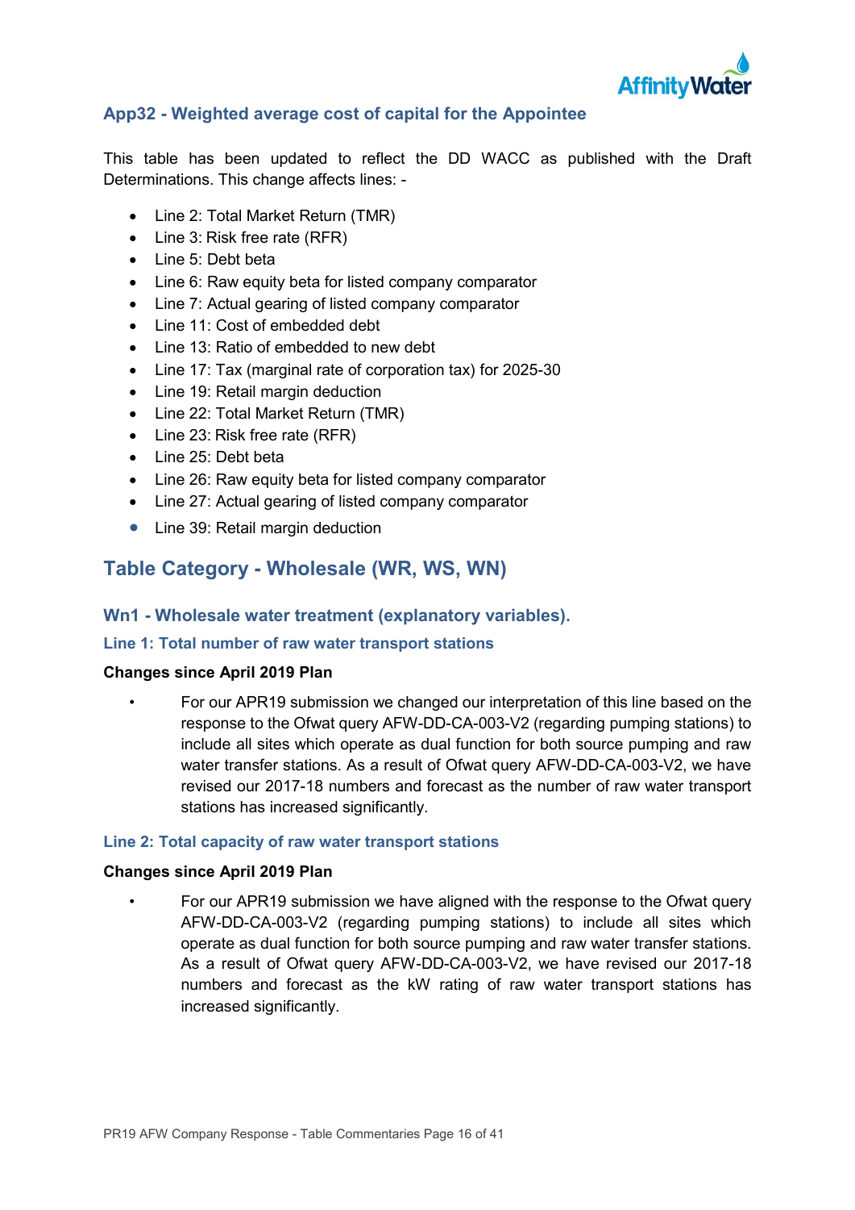## App32 - Weighted average cost of capital for the Appointee

This table has been updated to reflect the DD WACC as published with the Draft Determinations. This change affects lines: -

- Line 2: Total Market Return (TMR)
- Line 3: Risk free rate (RFR)
- Line 5: Debt beta
- Line 6: Raw equity beta for listed company comparator
- Line 7: Actual gearing of listed company comparator
- Line 11: Cost of embedded debt
- Line 13: Ratio of embedded to new debt
- Line 17: Tax (marginal rate of corporation tax) for 2025-30
- Line 19: Retail margin deduction
- Line 22: Total Market Return (TMR)
- Line 23: Risk free rate (RFR)
- Line 25: Debt beta
- Line 26: Raw equity beta for listed company comparator
- Line 27: Actual gearing of listed company comparator
- Line 39: Retail margin deduction

# Table Category - Wholesale (WR, WS, WN)

## Wn1 - Wholesale water treatment (explanatory variables).

### Line 1: Total number of raw water transport stations

**Changes since April 2019 Plan**

- For our APR19 submission we changed our interpretation of this line based on the response to the Ofwat query AFW-DD-CA-003-V2 (regarding pumping stations) to include all sites which operate as dual function for both source pumping and raw water transfer stations. As a result of Ofwat query AFW-DD-CA-003-V2, we have revised our 2017-18 numbers and forecast as the number of raw water transport stations has increased significantly.

### Line 2: Total capacity of raw water transport stations

**Changes since April 2019 Plan**

- For our APR19 submission we have aligned with the response to the Ofwat query AFW-DD-CA-003-V2 (regarding pumping stations) to include all sites which operate as dual function for both source pumping and raw water transfer stations. As a result of Ofwat query AFW-DD-CA-003-V2, we have revised our 2017-18 numbers and forecast as the kW rating of raw water transport stations has increased significantly.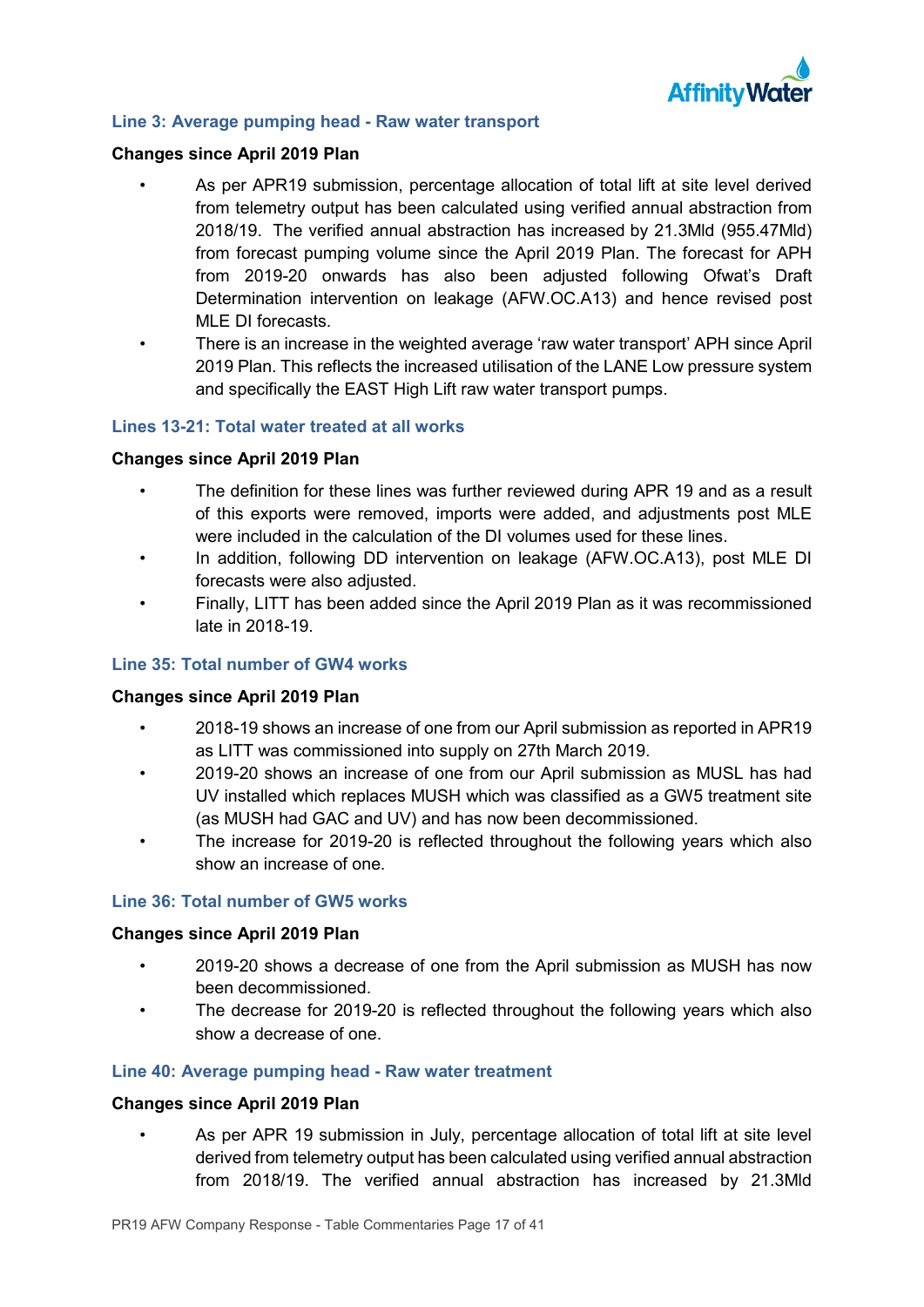### Line 3: Average pumping head - Raw water transport

**Changes since April 2019 Plan**

- As per APR19 submission, percentage allocation of total lift at site level derived from telemetry output has been calculated using verified annual abstraction from 2018/19. The verified annual abstraction has increased by 21.3Mld (955.47Mld) from forecast pumping volume since the April 2019 Plan. The forecast for APH from 2019-20 onwards has also been adjusted following Ofwat's Draft Determination intervention on leakage (AFW.OC.A13) and hence revised post MLE DI forecasts.
- There is an increase in the weighted average 'raw water transport' APH since April 2019 Plan. This reflects the increased utilisation of the LANE Low pressure system and specifically the EAST High Lift raw water transport pumps.

### Lines 13-21: Total water treated at all works

**Changes since April 2019 Plan**

- The definition for these lines was further reviewed during APR 19 and as a result of this exports were removed, imports were added, and adjustments post MLE were included in the calculation of the DI volumes used for these lines.
- In addition, following DD intervention on leakage (AFW.OC.A13), post MLE DI forecasts were also adjusted.
- Finally, LITT has been added since the April 2019 Plan as it was recommissioned late in 2018-19.

### Line 35: Total number of GW4 works

**Changes since April 2019 Plan**

- 2018-19 shows an increase of one from our April submission as reported in APR19 as LITT was commissioned into supply on 27th March 2019.
- 2019-20 shows an increase of one from our April submission as MUSL has had UV installed which replaces MUSH which was classified as a GW5 treatment site (as MUSH had GAC and UV) and has now been decommissioned.
- The increase for 2019-20 is reflected throughout the following years which also show an increase of one.

### Line 36: Total number of GW5 works

**Changes since April 2019 Plan**

- 2019-20 shows a decrease of one from the April submission as MUSH has now been decommissioned.
- The decrease for 2019-20 is reflected throughout the following years which also show a decrease of one.

### Line 40: Average pumping head - Raw water treatment

**Changes since April 2019 Plan**

- As per APR 19 submission in July, percentage allocation of total lift at site level derived from telemetry output has been calculated using verified annual abstraction from 2018/19. The verified annual abstraction has increased by 21.3Mld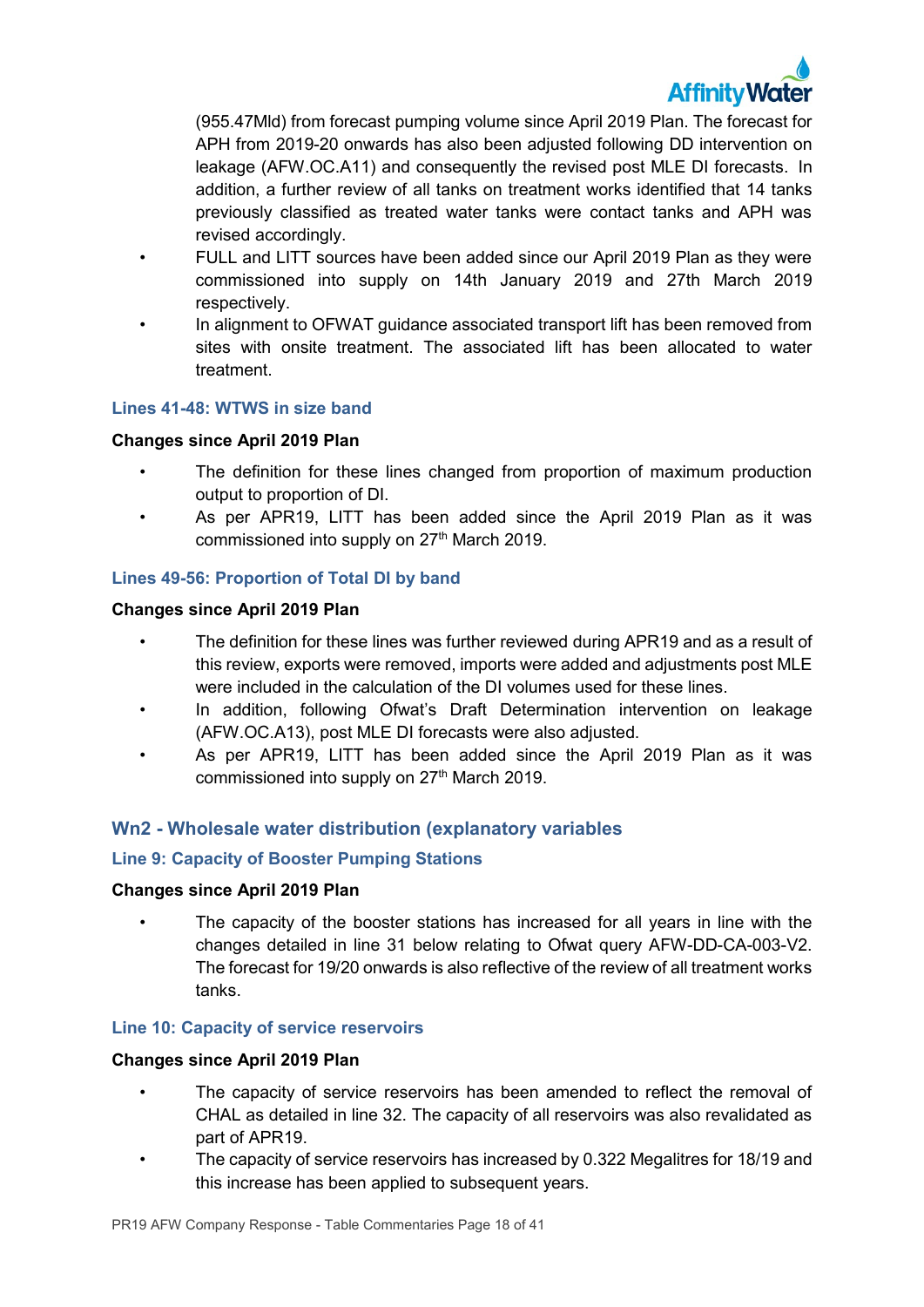(955.47Mld) from forecast pumping volume since April 2019 Plan. The forecast for APH from 2019-20 onwards has also been adjusted following DD intervention on leakage (AFW.OC.A11) and consequently the revised post MLE DI forecasts. In addition, a further review of all tanks on treatment works identified that 14 tanks previously classified as treated water tanks were contact tanks and APH was revised accordingly.

- FULL and LITT sources have been added since our April 2019 Plan as they were commissioned into supply on 14th January 2019 and 27th March 2019 respectively.
- In alignment to OFWAT guidance associated transport lift has been removed from sites with onsite treatment. The associated lift has been allocated to water treatment.

### Lines 41-48: WTWS in size band

**Changes since April 2019 Plan**

- The definition for these lines changed from proportion of maximum production output to proportion of DI.
- As per APR19, LITT has been added since the April 2019 Plan as it was commissioned into supply on 27th March 2019.

### Lines 49-56: Proportion of Total DI by band

**Changes since April 2019 Plan**

- The definition for these lines was further reviewed during APR19 and as a result of this review, exports were removed, imports were added and adjustments post MLE were included in the calculation of the DI volumes used for these lines.
- In addition, following Ofwat's Draft Determination intervention on leakage (AFW.OC.A13), post MLE DI forecasts were also adjusted.
- As per APR19, LITT has been added since the April 2019 Plan as it was commissioned into supply on 27th March 2019.

## Wn2 - Wholesale water distribution (explanatory variables

### Line 9: Capacity of Booster Pumping Stations

**Changes since April 2019 Plan**

- The capacity of the booster stations has increased for all years in line with the changes detailed in line 31 below relating to Ofwat query AFW-DD-CA-003-V2. The forecast for 19/20 onwards is also reflective of the review of all treatment works tanks.

### Line 10: Capacity of service reservoirs

**Changes since April 2019 Plan**

- The capacity of service reservoirs has been amended to reflect the removal of CHAL as detailed in line 32. The capacity of all reservoirs was also revalidated as part of APR19.
- The capacity of service reservoirs has increased by 0.322 Megalitres for 18/19 and this increase has been applied to subsequent years.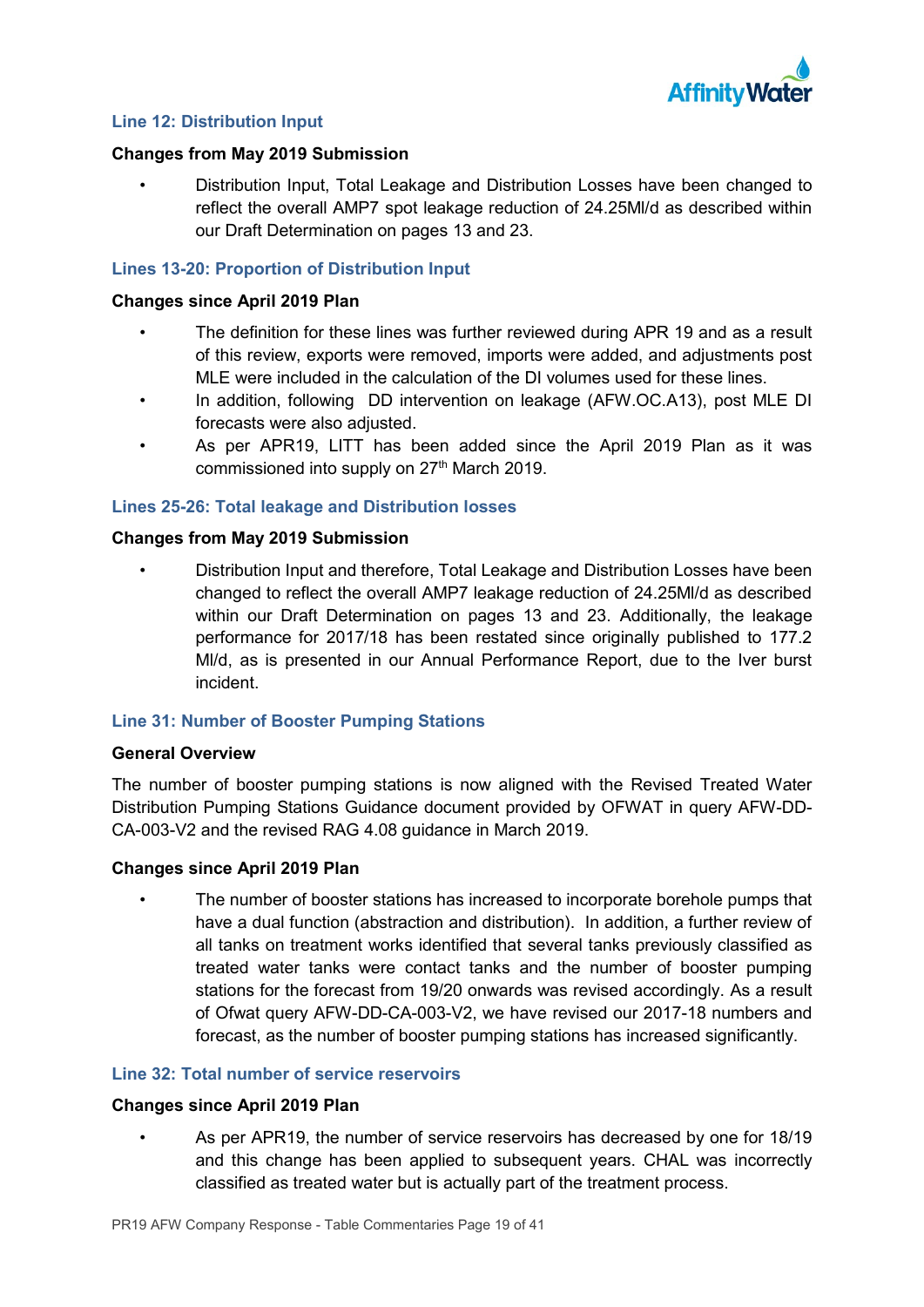### Line 12: Distribution Input

**Changes from May 2019 Submission**

- Distribution Input, Total Leakage and Distribution Losses have been changed to reflect the overall AMP7 spot leakage reduction of 24.25Ml/d as described within our Draft Determination on pages 13 and 23.

### Lines 13-20: Proportion of Distribution Input

**Changes since April 2019 Plan**

- The definition for these lines was further reviewed during APR 19 and as a result of this review, exports were removed, imports were added, and adjustments post MLE were included in the calculation of the DI volumes used for these lines.
- In addition, following DD intervention on leakage (AFW.OC.A13), post MLE DI forecasts were also adjusted.
- As per APR19, LITT has been added since the April 2019 Plan as it was commissioned into supply on 27th March 2019.

### Lines 25-26: Total leakage and Distribution losses

**Changes from May 2019 Submission**

- Distribution Input and therefore, Total Leakage and Distribution Losses have been changed to reflect the overall AMP7 leakage reduction of 24.25Ml/d as described within our Draft Determination on pages 13 and 23. Additionally, the leakage performance for 2017/18 has been restated since originally published to 177.2 Ml/d, as is presented in our Annual Performance Report, due to the Iver burst incident.

### Line 31: Number of Booster Pumping Stations

**General Overview**

The number of booster pumping stations is now aligned with the Revised Treated Water Distribution Pumping Stations Guidance document provided by OFWAT in query AFW-DD-CA-003-V2 and the revised RAG 4.08 guidance in March 2019.

**Changes since April 2019 Plan**

- The number of booster stations has increased to incorporate borehole pumps that have a dual function (abstraction and distribution). In addition, a further review of all tanks on treatment works identified that several tanks previously classified as treated water tanks were contact tanks and the number of booster pumping stations for the forecast from 19/20 onwards was revised accordingly. As a result of Ofwat query AFW-DD-CA-003-V2, we have revised our 2017-18 numbers and forecast, as the number of booster pumping stations has increased significantly.

### Line 32: Total number of service reservoirs

**Changes since April 2019 Plan**

- As per APR19, the number of service reservoirs has decreased by one for 18/19 and this change has been applied to subsequent years. CHAL was incorrectly classified as treated water but is actually part of the treatment process.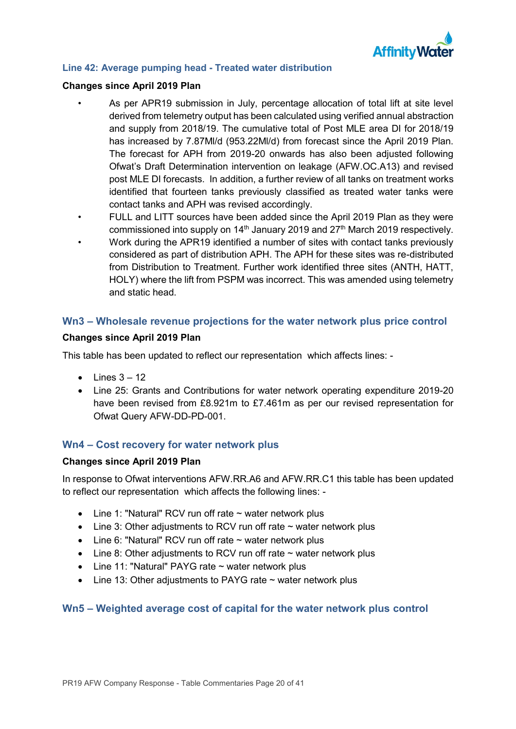### Line 42: Average pumping head - Treated water distribution

**Changes since April 2019 Plan**

- As per APR19 submission in July, percentage allocation of total lift at site level derived from telemetry output has been calculated using verified annual abstraction and supply from 2018/19. The cumulative total of Post MLE area DI for 2018/19 has increased by 7.87Ml/d (953.22Ml/d) from forecast since the April 2019 Plan. The forecast for APH from 2019-20 onwards has also been adjusted following Ofwat's Draft Determination intervention on leakage (AFW.OC.A13) and revised post MLE DI forecasts. In addition, a further review of all tanks on treatment works identified that fourteen tanks previously classified as treated water tanks were contact tanks and APH was revised accordingly.
- FULL and LITT sources have been added since the April 2019 Plan as they were commissioned into supply on 14th January 2019 and 27th March 2019 respectively.
- Work during the APR19 identified a number of sites with contact tanks previously considered as part of distribution APH. The APH for these sites was re-distributed from Distribution to Treatment. Further work identified three sites (ANTH, HATT, HOLY) where the lift from PSPM was incorrect. This was amended using telemetry and static head.

## Wn3 – Wholesale revenue projections for the water network plus price control

**Changes since April 2019 Plan**

This table has been updated to reflect our representation which affects lines: -

- Lines 3 – 12
- Line 25: Grants and Contributions for water network operating expenditure 2019-20 have been revised from £8.921m to £7.461m as per our revised representation for Ofwat Query AFW-DD-PD-001.

## Wn4 – Cost recovery for water network plus

**Changes since April 2019 Plan**

In response to Ofwat interventions AFW.RR.A6 and AFW.RR.C1 this table has been updated to reflect our representation which affects the following lines: -

- Line 1: "Natural" RCV run off rate ~ water network plus
- Line 3: Other adjustments to RCV run off rate ~ water network plus
- Line 6: "Natural" RCV run off rate ~ water network plus
- Line 8: Other adjustments to RCV run off rate ~ water network plus
- Line 11: "Natural" PAYG rate ~ water network plus
- Line 13: Other adjustments to PAYG rate ~ water network plus

## Wn5 – Weighted average cost of capital for the water network plus control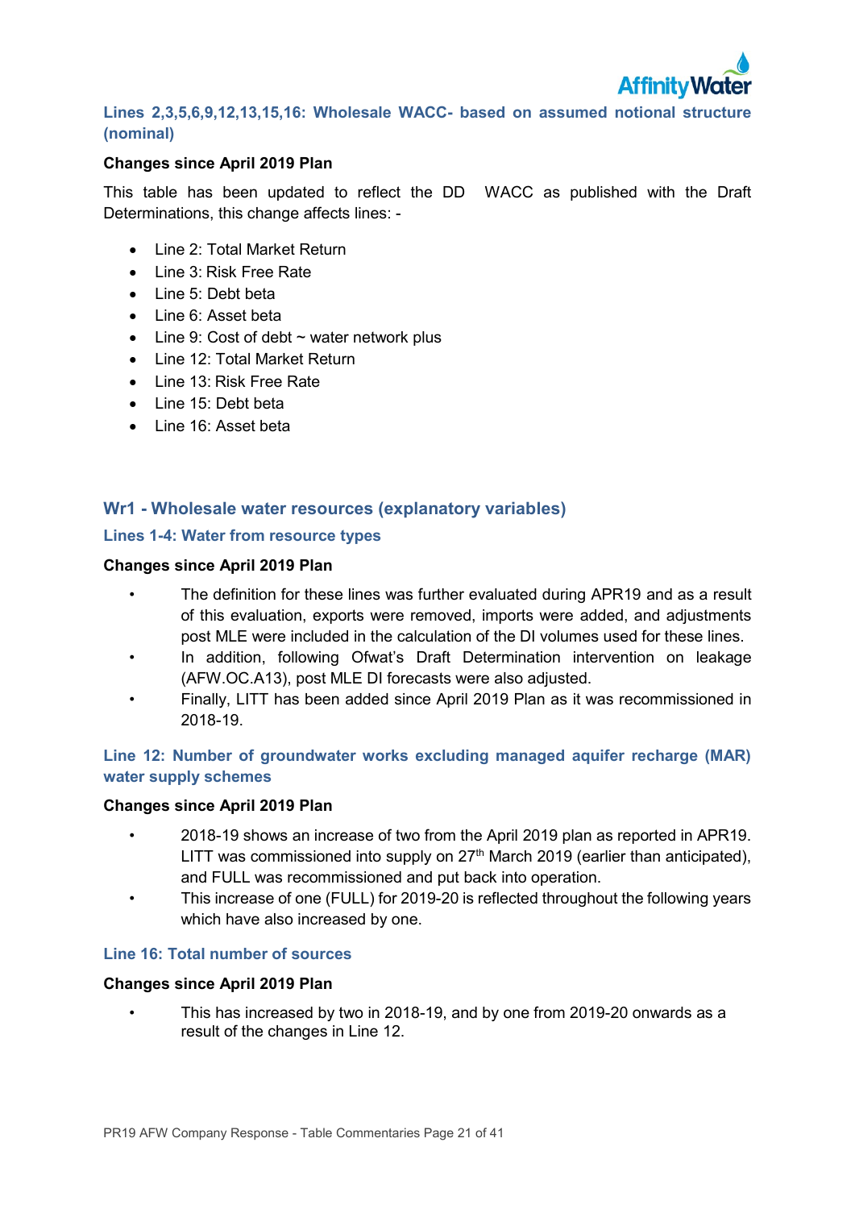### Lines 2,3,5,6,9,12,13,15,16: Wholesale WACC- based on assumed notional structure (nominal)

**Changes since April 2019 Plan**

This table has been updated to reflect the DD WACC as published with the Draft Determinations, this change affects lines: -

- Line 2: Total Market Return
- Line 3: Risk Free Rate
- Line 5: Debt beta
- Line 6: Asset beta
- Line 9: Cost of debt ~ water network plus
- Line 12: Total Market Return
- Line 13: Risk Free Rate
- Line 15: Debt beta
- Line 16: Asset beta

## Wr1 - Wholesale water resources (explanatory variables)

### Lines 1-4: Water from resource types

**Changes since April 2019 Plan**

- The definition for these lines was further evaluated during APR19 and as a result of this evaluation, exports were removed, imports were added, and adjustments post MLE were included in the calculation of the DI volumes used for these lines.
- In addition, following Ofwat's Draft Determination intervention on leakage (AFW.OC.A13), post MLE DI forecasts were also adjusted.
- Finally, LITT has been added since April 2019 Plan as it was recommissioned in 2018-19.

### Line 12: Number of groundwater works excluding managed aquifer recharge (MAR) water supply schemes

**Changes since April 2019 Plan**

- 2018-19 shows an increase of two from the April 2019 plan as reported in APR19. LITT was commissioned into supply on 27th March 2019 (earlier than anticipated), and FULL was recommissioned and put back into operation.
- This increase of one (FULL) for 2019-20 is reflected throughout the following years which have also increased by one.

### Line 16: Total number of sources

**Changes since April 2019 Plan**

- This has increased by two in 2018-19, and by one from 2019-20 onwards as a result of the changes in Line 12.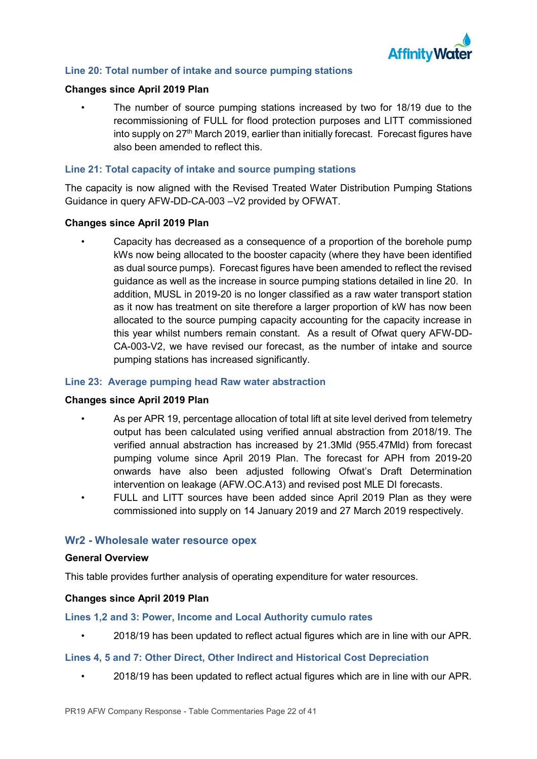### Line 20: Total number of intake and source pumping stations

**Changes since April 2019 Plan**

- The number of source pumping stations increased by two for 18/19 due to the recommissioning of FULL for flood protection purposes and LITT commissioned into supply on 27th March 2019, earlier than initially forecast. Forecast figures have also been amended to reflect this.

### Line 21: Total capacity of intake and source pumping stations

The capacity is now aligned with the Revised Treated Water Distribution Pumping Stations Guidance in query AFW-DD-CA-003 –V2 provided by OFWAT.

**Changes since April 2019 Plan**

- Capacity has decreased as a consequence of a proportion of the borehole pump kWs now being allocated to the booster capacity (where they have been identified as dual source pumps). Forecast figures have been amended to reflect the revised guidance as well as the increase in source pumping stations detailed in line 20. In addition, MUSL in 2019-20 is no longer classified as a raw water transport station as it now has treatment on site therefore a larger proportion of kW has now been allocated to the source pumping capacity accounting for the capacity increase in this year whilst numbers remain constant. As a result of Ofwat query AFW-DD-CA-003-V2, we have revised our forecast, as the number of intake and source pumping stations has increased significantly.

### Line 23: Average pumping head Raw water abstraction

**Changes since April 2019 Plan**

- As per APR 19, percentage allocation of total lift at site level derived from telemetry output has been calculated using verified annual abstraction from 2018/19. The verified annual abstraction has increased by 21.3Mld (955.47Mld) from forecast pumping volume since April 2019 Plan. The forecast for APH from 2019-20 onwards have also been adjusted following Ofwat's Draft Determination intervention on leakage (AFW.OC.A13) and revised post MLE DI forecasts.
- FULL and LITT sources have been added since April 2019 Plan as they were commissioned into supply on 14 January 2019 and 27 March 2019 respectively.

## Wr2 - Wholesale water resource opex

**General Overview**

This table provides further analysis of operating expenditure for water resources.

**Changes since April 2019 Plan**

### Lines 1,2 and 3: Power, Income and Local Authority cumulo rates

- 2018/19 has been updated to reflect actual figures which are in line with our APR.

### Lines 4, 5 and 7: Other Direct, Other Indirect and Historical Cost Depreciation

- 2018/19 has been updated to reflect actual figures which are in line with our APR.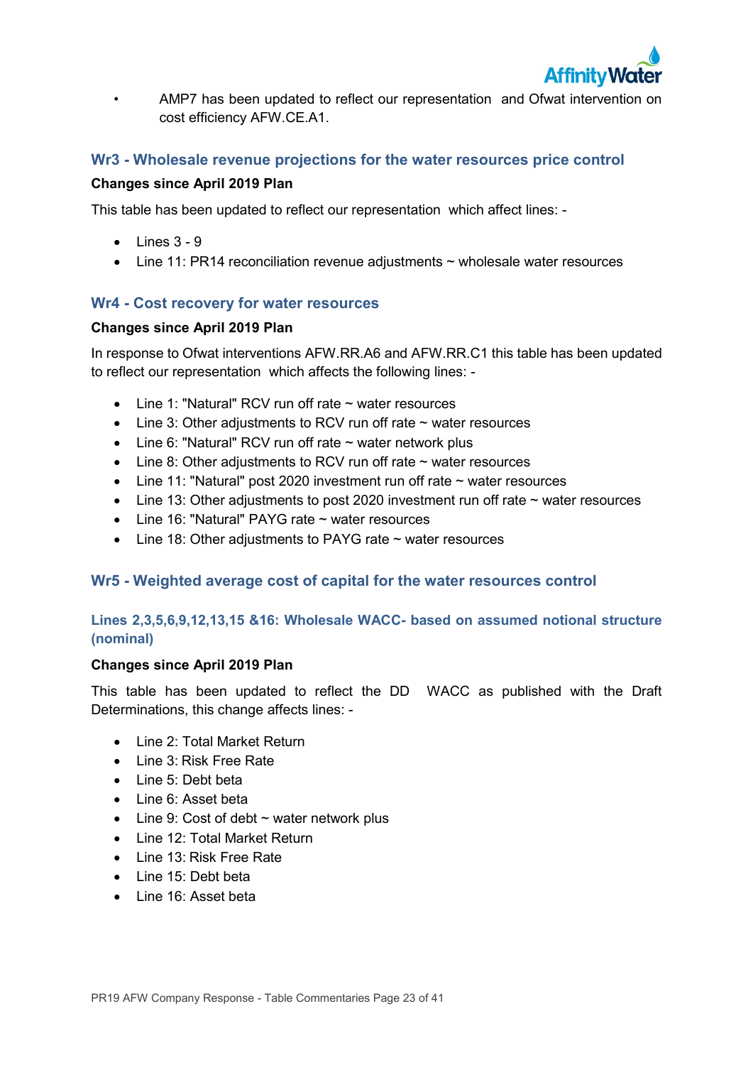- AMP7 has been updated to reflect our representation and Ofwat intervention on cost efficiency AFW.CE.A1.

## Wr3 - Wholesale revenue projections for the water resources price control

**Changes since April 2019 Plan**

This table has been updated to reflect our representation which affect lines: -

- Lines 3 - 9
- Line 11: PR14 reconciliation revenue adjustments ~ wholesale water resources

## Wr4 - Cost recovery for water resources

**Changes since April 2019 Plan**

In response to Ofwat interventions AFW.RR.A6 and AFW.RR.C1 this table has been updated to reflect our representation which affects the following lines: -

- Line 1: "Natural" RCV run off rate ~ water resources
- Line 3: Other adjustments to RCV run off rate ~ water resources
- Line 6: "Natural" RCV run off rate ~ water network plus
- Line 8: Other adjustments to RCV run off rate ~ water resources
- Line 11: "Natural" post 2020 investment run off rate ~ water resources
- Line 13: Other adjustments to post 2020 investment run off rate ~ water resources
- Line 16: "Natural" PAYG rate ~ water resources
- Line 18: Other adjustments to PAYG rate ~ water resources

## Wr5 - Weighted average cost of capital for the water resources control

### Lines 2,3,5,6,9,12,13,15 &16: Wholesale WACC- based on assumed notional structure (nominal)

**Changes since April 2019 Plan**

This table has been updated to reflect the DD WACC as published with the Draft Determinations, this change affects lines: -

- Line 2: Total Market Return
- Line 3: Risk Free Rate
- Line 5: Debt beta
- Line 6: Asset beta
- Line 9: Cost of debt ~ water network plus
- Line 12: Total Market Return
- Line 13: Risk Free Rate
- Line 15: Debt beta
- Line 16: Asset beta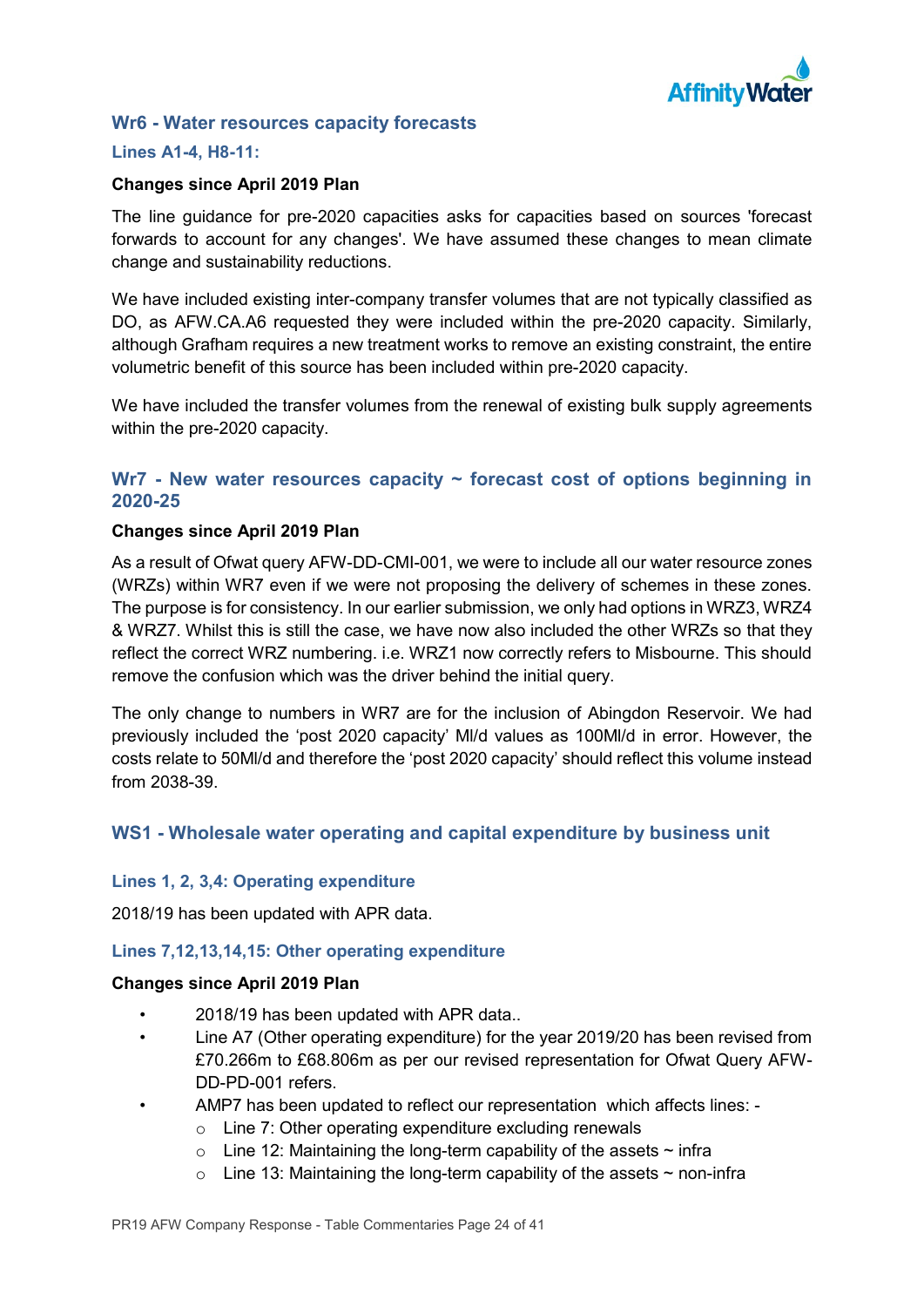## Wr6 - Water resources capacity forecasts

### Lines A1-4, H8-11:

**Changes since April 2019 Plan**

The line guidance for pre-2020 capacities asks for capacities based on sources 'forecast forwards to account for any changes'. We have assumed these changes to mean climate change and sustainability reductions.

We have included existing inter-company transfer volumes that are not typically classified as DO, as AFW.CA.A6 requested they were included within the pre-2020 capacity. Similarly, although Grafham requires a new treatment works to remove an existing constraint, the entire volumetric benefit of this source has been included within pre-2020 capacity.

We have included the transfer volumes from the renewal of existing bulk supply agreements within the pre-2020 capacity.

## Wr7 - New water resources capacity ~ forecast cost of options beginning in 2020-25

**Changes since April 2019 Plan**

As a result of Ofwat query AFW-DD-CMI-001, we were to include all our water resource zones (WRZs) within WR7 even if we were not proposing the delivery of schemes in these zones. The purpose is for consistency. In our earlier submission, we only had options in WRZ3, WRZ4 & WRZ7. Whilst this is still the case, we have now also included the other WRZs so that they reflect the correct WRZ numbering. i.e. WRZ1 now correctly refers to Misbourne. This should remove the confusion which was the driver behind the initial query.

The only change to numbers in WR7 are for the inclusion of Abingdon Reservoir. We had previously included the 'post 2020 capacity' Ml/d values as 100Ml/d in error. However, the costs relate to 50Ml/d and therefore the 'post 2020 capacity' should reflect this volume instead from 2038-39.

## WS1 - Wholesale water operating and capital expenditure by business unit

### Lines 1, 2, 3,4: Operating expenditure

2018/19 has been updated with APR data.

### Lines 7,12,13,14,15: Other operating expenditure

**Changes since April 2019 Plan**

- 2018/19 has been updated with APR data..
- Line A7 (Other operating expenditure) for the year 2019/20 has been revised from £70.266m to £68.806m as per our revised representation for Ofwat Query AFW-DD-PD-001 refers.
- AMP7 has been updated to reflect our representation which affects lines: -
  - Line 7: Other operating expenditure excluding renewals
  - Line 12: Maintaining the long-term capability of the assets ~ infra
  - Line 13: Maintaining the long-term capability of the assets ~ non-infra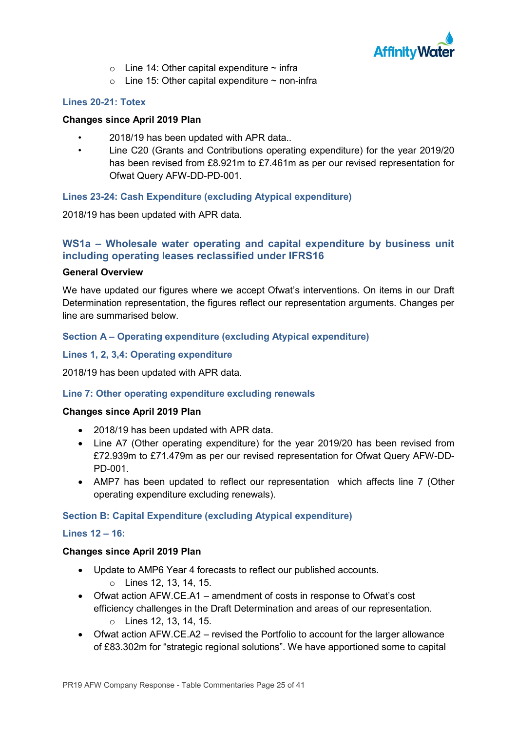- Line 14: Other capital expenditure ~ infra
- Line 15: Other capital expenditure ~ non-infra

### Lines 20-21: Totex

**Changes since April 2019 Plan**

- 2018/19 has been updated with APR data..
- Line C20 (Grants and Contributions operating expenditure) for the year 2019/20 has been revised from £8.921m to £7.461m as per our revised representation for Ofwat Query AFW-DD-PD-001.

### Lines 23-24: Cash Expenditure (excluding Atypical expenditure)

2018/19 has been updated with APR data.

## WS1a – Wholesale water operating and capital expenditure by business unit including operating leases reclassified under IFRS16

**General Overview**

We have updated our figures where we accept Ofwat's interventions. On items in our Draft Determination representation, the figures reflect our representation arguments. Changes per line are summarised below.

### Section A – Operating expenditure (excluding Atypical expenditure)

### Lines 1, 2, 3,4: Operating expenditure

2018/19 has been updated with APR data.

### Line 7: Other operating expenditure excluding renewals

**Changes since April 2019 Plan**

- 2018/19 has been updated with APR data.
- Line A7 (Other operating expenditure) for the year 2019/20 has been revised from £72.939m to £71.479m as per our revised representation for Ofwat Query AFW-DD-PD-001.
- AMP7 has been updated to reflect our representation which affects line 7 (Other operating expenditure excluding renewals).

### Section B: Capital Expenditure (excluding Atypical expenditure)

### Lines 12 – 16:

**Changes since April 2019 Plan**

- Update to AMP6 Year 4 forecasts to reflect our published accounts.
  - Lines 12, 13, 14, 15.
- Ofwat action AFW.CE.A1 – amendment of costs in response to Ofwat's cost efficiency challenges in the Draft Determination and areas of our representation.
  - Lines 12, 13, 14, 15.
- Ofwat action AFW.CE.A2 – revised the Portfolio to account for the larger allowance of £83.302m for "strategic regional solutions". We have apportioned some to capital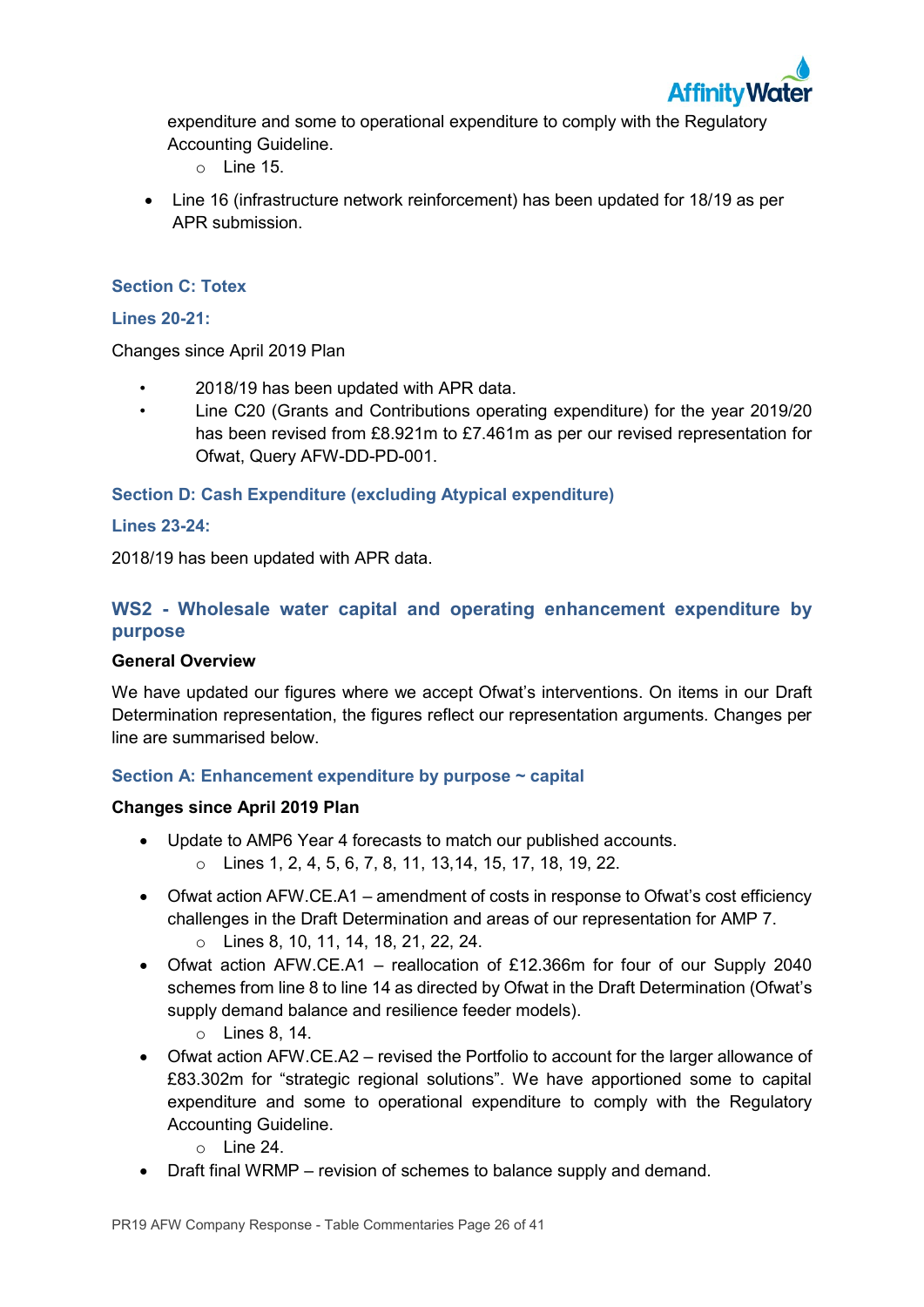expenditure and some to operational expenditure to comply with the Regulatory Accounting Guideline.
    - Line 15.

- Line 16 (infrastructure network reinforcement) has been updated for 18/19 as per APR submission.

### Section C: Totex

### Lines 20-21:

Changes since April 2019 Plan

- 2018/19 has been updated with APR data.
- Line C20 (Grants and Contributions operating expenditure) for the year 2019/20 has been revised from £8.921m to £7.461m as per our revised representation for Ofwat, Query AFW-DD-PD-001.

### Section D: Cash Expenditure (excluding Atypical expenditure)

### Lines 23-24:

2018/19 has been updated with APR data.

## WS2 - Wholesale water capital and operating enhancement expenditure by purpose

**General Overview**

We have updated our figures where we accept Ofwat's interventions. On items in our Draft Determination representation, the figures reflect our representation arguments. Changes per line are summarised below.

### Section A: Enhancement expenditure by purpose ~ capital

**Changes since April 2019 Plan**

- Update to AMP6 Year 4 forecasts to match our published accounts.
    - Lines 1, 2, 4, 5, 6, 7, 8, 11, 13,14, 15, 17, 18, 19, 22.
- Ofwat action AFW.CE.A1 – amendment of costs in response to Ofwat's cost efficiency challenges in the Draft Determination and areas of our representation for AMP 7.
    - Lines 8, 10, 11, 14, 18, 21, 22, 24.
- Ofwat action AFW.CE.A1 – reallocation of £12.366m for four of our Supply 2040 schemes from line 8 to line 14 as directed by Ofwat in the Draft Determination (Ofwat's supply demand balance and resilience feeder models).
    - Lines 8, 14.
- Ofwat action AFW.CE.A2 – revised the Portfolio to account for the larger allowance of £83.302m for "strategic regional solutions". We have apportioned some to capital expenditure and some to operational expenditure to comply with the Regulatory Accounting Guideline.
    - Line 24.
- Draft final WRMP – revision of schemes to balance supply and demand.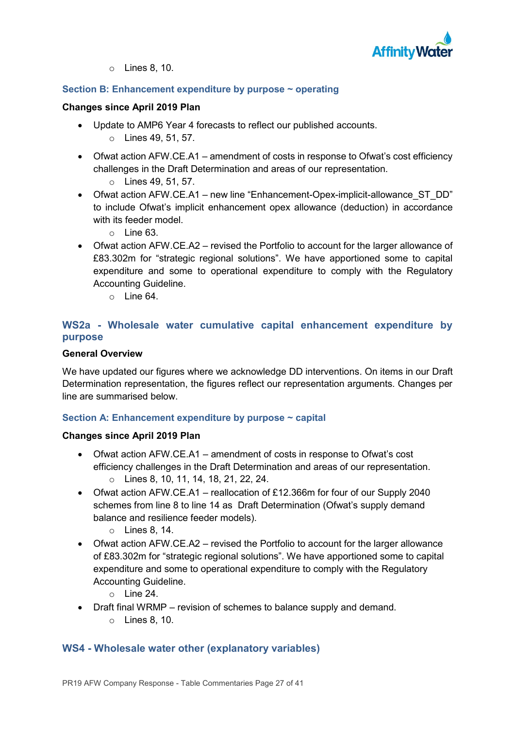- Lines 8, 10.

### Section B: Enhancement expenditure by purpose ~ operating

**Changes since April 2019 Plan**

- Update to AMP6 Year 4 forecasts to reflect our published accounts.
  - Lines 49, 51, 57.
- Ofwat action AFW.CE.A1 – amendment of costs in response to Ofwat's cost efficiency challenges in the Draft Determination and areas of our representation.
  - Lines 49, 51, 57.
- Ofwat action AFW.CE.A1 – new line "Enhancement-Opex-implicit-allowance_ST_DD" to include Ofwat's implicit enhancement opex allowance (deduction) in accordance with its feeder model.
  - Line 63.
- Ofwat action AFW.CE.A2 – revised the Portfolio to account for the larger allowance of £83.302m for "strategic regional solutions". We have apportioned some to capital expenditure and some to operational expenditure to comply with the Regulatory Accounting Guideline.
  - Line 64.

## WS2a - Wholesale water cumulative capital enhancement expenditure by purpose

**General Overview**

We have updated our figures where we acknowledge DD interventions. On items in our Draft Determination representation, the figures reflect our representation arguments. Changes per line are summarised below.

### Section A: Enhancement expenditure by purpose ~ capital

**Changes since April 2019 Plan**

- Ofwat action AFW.CE.A1 – amendment of costs in response to Ofwat's cost efficiency challenges in the Draft Determination and areas of our representation.
  - Lines 8, 10, 11, 14, 18, 21, 22, 24.
- Ofwat action AFW.CE.A1 – reallocation of £12.366m for four of our Supply 2040 schemes from line 8 to line 14 as Draft Determination (Ofwat's supply demand balance and resilience feeder models).
  - Lines 8, 14.
- Ofwat action AFW.CE.A2 – revised the Portfolio to account for the larger allowance of £83.302m for "strategic regional solutions". We have apportioned some to capital expenditure and some to operational expenditure to comply with the Regulatory Accounting Guideline.
  - Line 24.
- Draft final WRMP – revision of schemes to balance supply and demand.
  - Lines 8, 10.

## WS4 - Wholesale water other (explanatory variables)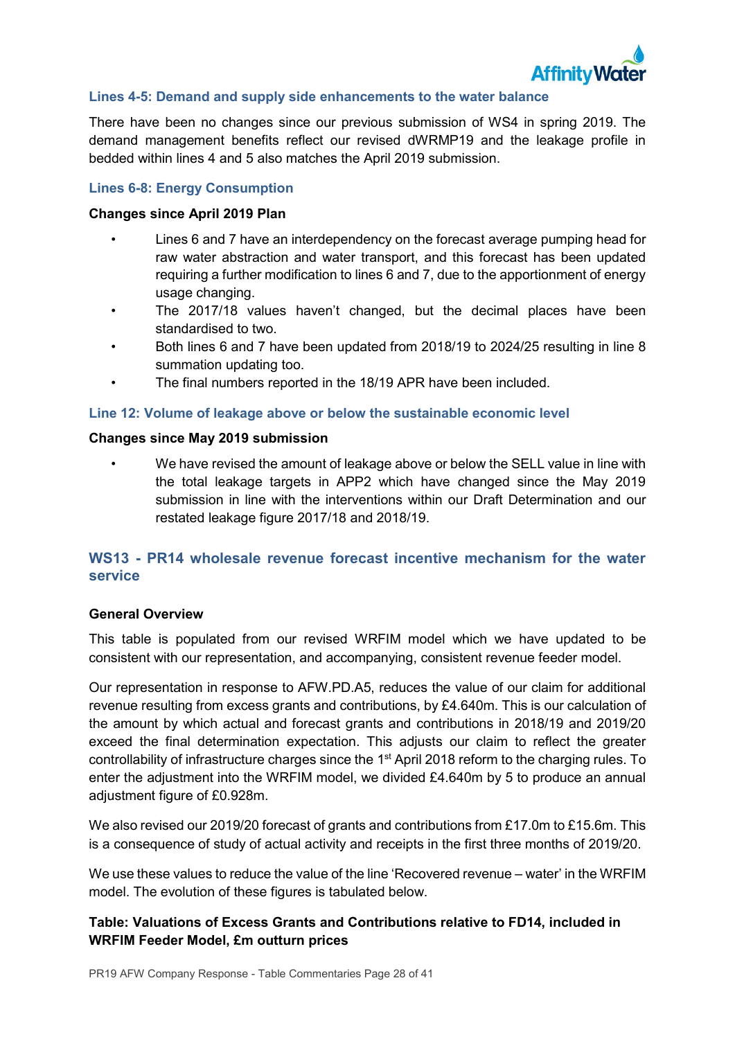### Lines 4-5: Demand and supply side enhancements to the water balance

There have been no changes since our previous submission of WS4 in spring 2019. The demand management benefits reflect our revised dWRMP19 and the leakage profile in bedded within lines 4 and 5 also matches the April 2019 submission.

### Lines 6-8: Energy Consumption

**Changes since April 2019 Plan**

- Lines 6 and 7 have an interdependency on the forecast average pumping head for raw water abstraction and water transport, and this forecast has been updated requiring a further modification to lines 6 and 7, due to the apportionment of energy usage changing.
- The 2017/18 values haven't changed, but the decimal places have been standardised to two.
- Both lines 6 and 7 have been updated from 2018/19 to 2024/25 resulting in line 8 summation updating too.
- The final numbers reported in the 18/19 APR have been included.

### Line 12: Volume of leakage above or below the sustainable economic level

**Changes since May 2019 submission**

- We have revised the amount of leakage above or below the SELL value in line with the total leakage targets in APP2 which have changed since the May 2019 submission in line with the interventions within our Draft Determination and our restated leakage figure 2017/18 and 2018/19.

## WS13 - PR14 wholesale revenue forecast incentive mechanism for the water service

**General Overview**

This table is populated from our revised WRFIM model which we have updated to be consistent with our representation, and accompanying, consistent revenue feeder model.

Our representation in response to AFW.PD.A5, reduces the value of our claim for additional revenue resulting from excess grants and contributions, by £4.640m. This is our calculation of the amount by which actual and forecast grants and contributions in 2018/19 and 2019/20 exceed the final determination expectation. This adjusts our claim to reflect the greater controllability of infrastructure charges since the 1st April 2018 reform to the charging rules. To enter the adjustment into the WRFIM model, we divided £4.640m by 5 to produce an annual adjustment figure of £0.928m.

We also revised our 2019/20 forecast of grants and contributions from £17.0m to £15.6m. This is a consequence of study of actual activity and receipts in the first three months of 2019/20.

We use these values to reduce the value of the line 'Recovered revenue – water' in the WRFIM model. The evolution of these figures is tabulated below.

**Table: Valuations of Excess Grants and Contributions relative to FD14, included in WRFIM Feeder Model, £m outturn prices**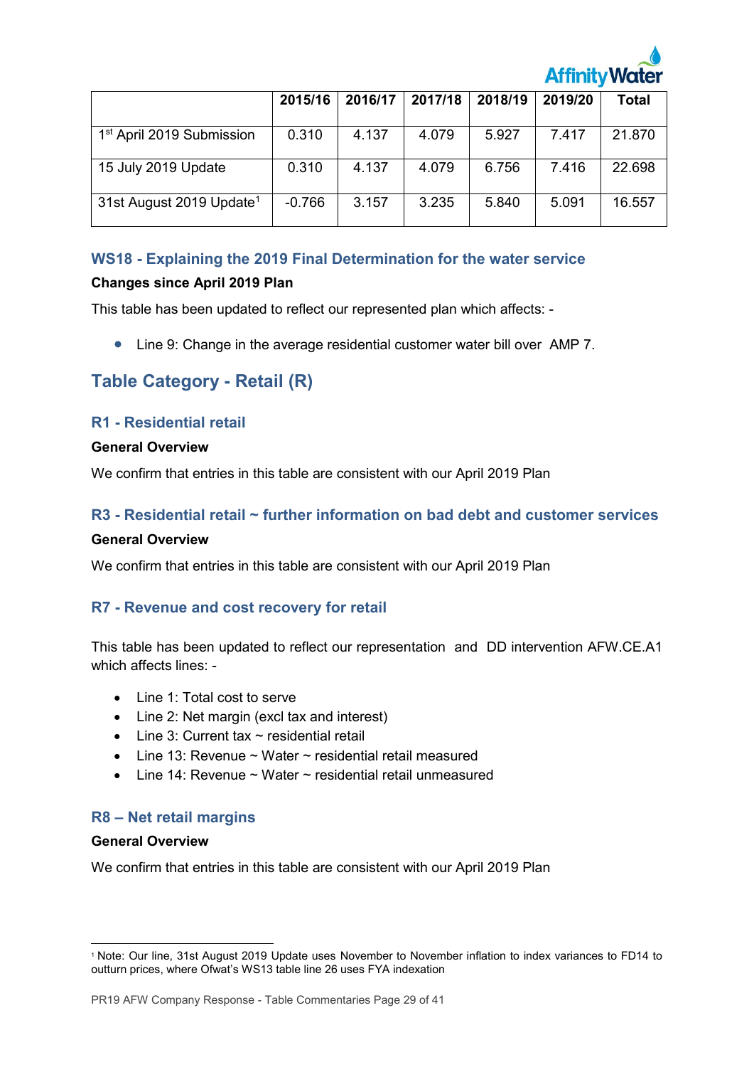| | 2015/16 | 2016/17 | 2017/18 | 2018/19 | 2019/20 | Total |
|---|---|---|---|---|---|---|
| 1st April 2019 Submission | 0.310 | 4.137 | 4.079 | 5.927 | 7.417 | 21.870 |
| 15 July 2019 Update | 0.310 | 4.137 | 4.079 | 6.756 | 7.416 | 22.698 |
| 31st August 2019 Update[1] | -0.766 | 3.157 | 3.235 | 5.840 | 5.091 | 16.557 |

### WS18 - Explaining the 2019 Final Determination for the water service

**Changes since April 2019 Plan**

This table has been updated to reflect our represented plan which affects: -

- Line 9: Change in the average residential customer water bill over AMP 7.

## Table Category - Retail (R)

### R1 - Residential retail

**General Overview**

We confirm that entries in this table are consistent with our April 2019 Plan

### R3 - Residential retail ~ further information on bad debt and customer services

**General Overview**

We confirm that entries in this table are consistent with our April 2019 Plan

### R7 - Revenue and cost recovery for retail

This table has been updated to reflect our representation and DD intervention AFW.CE.A1 which affects lines: -

- Line 1: Total cost to serve
- Line 2: Net margin (excl tax and interest)
- Line 3: Current tax ~ residential retail
- Line 13: Revenue ~ Water ~ residential retail measured
- Line 14: Revenue ~ Water ~ residential retail unmeasured

### R8 – Net retail margins

**General Overview**

We confirm that entries in this table are consistent with our April 2019 Plan

---

[1] Note: Our line, 31st August 2019 Update uses November to November inflation to index variances to FD14 to outturn prices, where Ofwat's WS13 table line 26 uses FYA indexation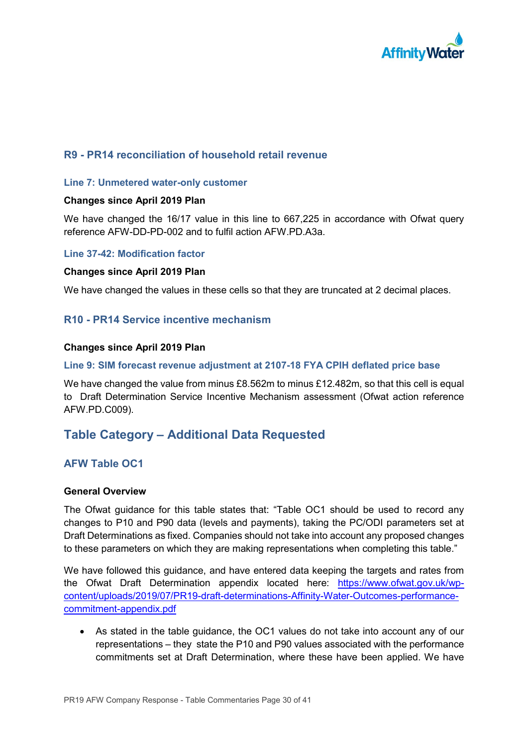## R9 - PR14 reconciliation of household retail revenue

### Line 7: Unmetered water-only customer

**Changes since April 2019 Plan**

We have changed the 16/17 value in this line to 667,225 in accordance with Ofwat query reference AFW-DD-PD-002 and to fulfil action AFW.PD.A3a.

### Line 37-42: Modification factor

**Changes since April 2019 Plan**

We have changed the values in these cells so that they are truncated at 2 decimal places.

## R10 - PR14 Service incentive mechanism

**Changes since April 2019 Plan**

### Line 9: SIM forecast revenue adjustment at 2107-18 FYA CPIH deflated price base

We have changed the value from minus £8.562m to minus £12.482m, so that this cell is equal to Draft Determination Service Incentive Mechanism assessment (Ofwat action reference AFW.PD.C009).

# Table Category – Additional Data Requested

## AFW Table OC1

**General Overview**

The Ofwat guidance for this table states that: "Table OC1 should be used to record any changes to P10 and P90 data (levels and payments), taking the PC/ODI parameters set at Draft Determinations as fixed. Companies should not take into account any proposed changes to these parameters on which they are making representations when completing this table."

We have followed this guidance, and have entered data keeping the targets and rates from the Ofwat Draft Determination appendix located here: [https://www.ofwat.gov.uk/wp-content/uploads/2019/07/PR19-draft-determinations-Affinity-Water-Outcomes-performance-commitment-appendix.pdf](https://www.ofwat.gov.uk/wp-content/uploads/2019/07/PR19-draft-determinations-Affinity-Water-Outcomes-performance-commitment-appendix.pdf)

- As stated in the table guidance, the OC1 values do not take into account any of our representations – they state the P10 and P90 values associated with the performance commitments set at Draft Determination, where these have been applied. We have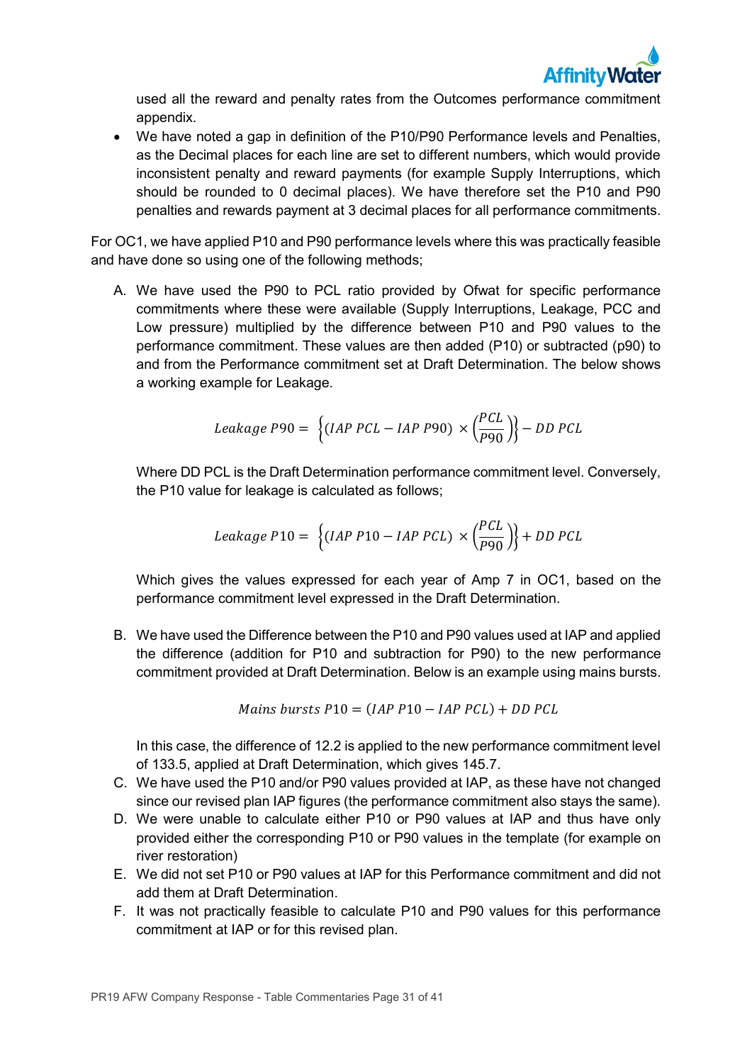used all the reward and penalty rates from the Outcomes performance commitment appendix.

- We have noted a gap in definition of the P10/P90 Performance levels and Penalties, as the Decimal places for each line are set to different numbers, which would provide inconsistent penalty and reward payments (for example Supply Interruptions, which should be rounded to 0 decimal places). We have therefore set the P10 and P90 penalties and rewards payment at 3 decimal places for all performance commitments.

For OC1, we have applied P10 and P90 performance levels where this was practically feasible and have done so using one of the following methods;

A. We have used the P90 to PCL ratio provided by Ofwat for specific performance commitments where these were available (Supply Interruptions, Leakage, PCC and Low pressure) multiplied by the difference between P10 and P90 values to the performance commitment. These values are then added (P10) or subtracted (p90) to and from the Performance commitment set at Draft Determination. The below shows a working example for Leakage.

$$Leakage\ P90 = \left\{(IAP\ PCL - IAP\ P90) \times \left(\frac{PCL}{P90}\right)\right\} - DD\ PCL$$

Where DD PCL is the Draft Determination performance commitment level. Conversely, the P10 value for leakage is calculated as follows;

$$Leakage\ P10 = \left\{(IAP\ P10 - IAP\ PCL) \times \left(\frac{PCL}{P90}\right)\right\} + DD\ PCL$$

Which gives the values expressed for each year of Amp 7 in OC1, based on the performance commitment level expressed in the Draft Determination.

B. We have used the Difference between the P10 and P90 values used at IAP and applied the difference (addition for P10 and subtraction for P90) to the new performance commitment provided at Draft Determination. Below is an example using mains bursts.

$$Mains\ bursts\ P10 = (IAP\ P10 - IAP\ PCL) + DD\ PCL$$

In this case, the difference of 12.2 is applied to the new performance commitment level of 133.5, applied at Draft Determination, which gives 145.7.

C. We have used the P10 and/or P90 values provided at IAP, as these have not changed since our revised plan IAP figures (the performance commitment also stays the same).
D. We were unable to calculate either P10 or P90 values at IAP and thus have only provided either the corresponding P10 or P90 values in the template (for example on river restoration)
E. We did not set P10 or P90 values at IAP for this Performance commitment and did not add them at Draft Determination.
F. It was not practically feasible to calculate P10 and P90 values for this performance commitment at IAP or for this revised plan.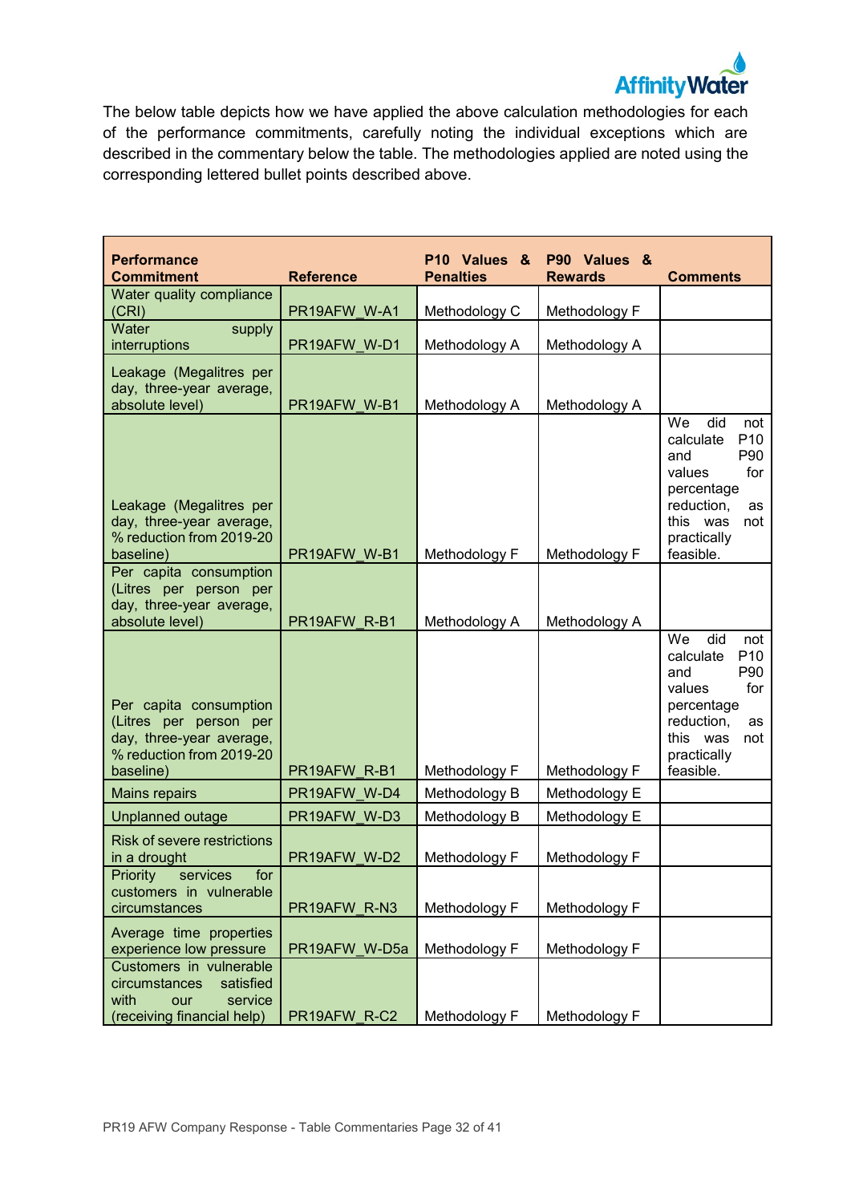The below table depicts how we have applied the above calculation methodologies for each of the performance commitments, carefully noting the individual exceptions which are described in the commentary below the table. The methodologies applied are noted using the corresponding lettered bullet points described above.

| Performance Commitment | Reference | P10 Values & Penalties | P90 Values & Rewards | Comments |
|---|---|---|---|---|
| Water quality compliance (CRI) | PR19AFW_W-A1 | Methodology C | Methodology F | |
| Water supply interruptions | PR19AFW_W-D1 | Methodology A | Methodology A | |
| Leakage (Megalitres per day, three-year average, absolute level) | PR19AFW_W-B1 | Methodology A | Methodology A | |
| Leakage (Megalitres per day, three-year average, % reduction from 2019-20 baseline) | PR19AFW_W-B1 | Methodology F | Methodology F | We did not calculate P10 and P90 values for percentage reduction, as this was not practically feasible. |
| Per capita consumption (Litres per person per day, three-year average, absolute level) | PR19AFW_R-B1 | Methodology A | Methodology A | |
| Per capita consumption (Litres per person per day, three-year average, % reduction from 2019-20 baseline) | PR19AFW_R-B1 | Methodology F | Methodology F | We did not calculate P10 and P90 values for percentage reduction, as this was not practically feasible. |
| Mains repairs | PR19AFW_W-D4 | Methodology B | Methodology E | |
| Unplanned outage | PR19AFW_W-D3 | Methodology B | Methodology E | |
| Risk of severe restrictions in a drought | PR19AFW_W-D2 | Methodology F | Methodology F | |
| Priority services for customers in vulnerable circumstances | PR19AFW_R-N3 | Methodology F | Methodology F | |
| Average time properties experience low pressure | PR19AFW_W-D5a | Methodology F | Methodology F | |
| Customers in vulnerable circumstances satisfied with our service (receiving financial help) | PR19AFW_R-C2 | Methodology F | Methodology F | |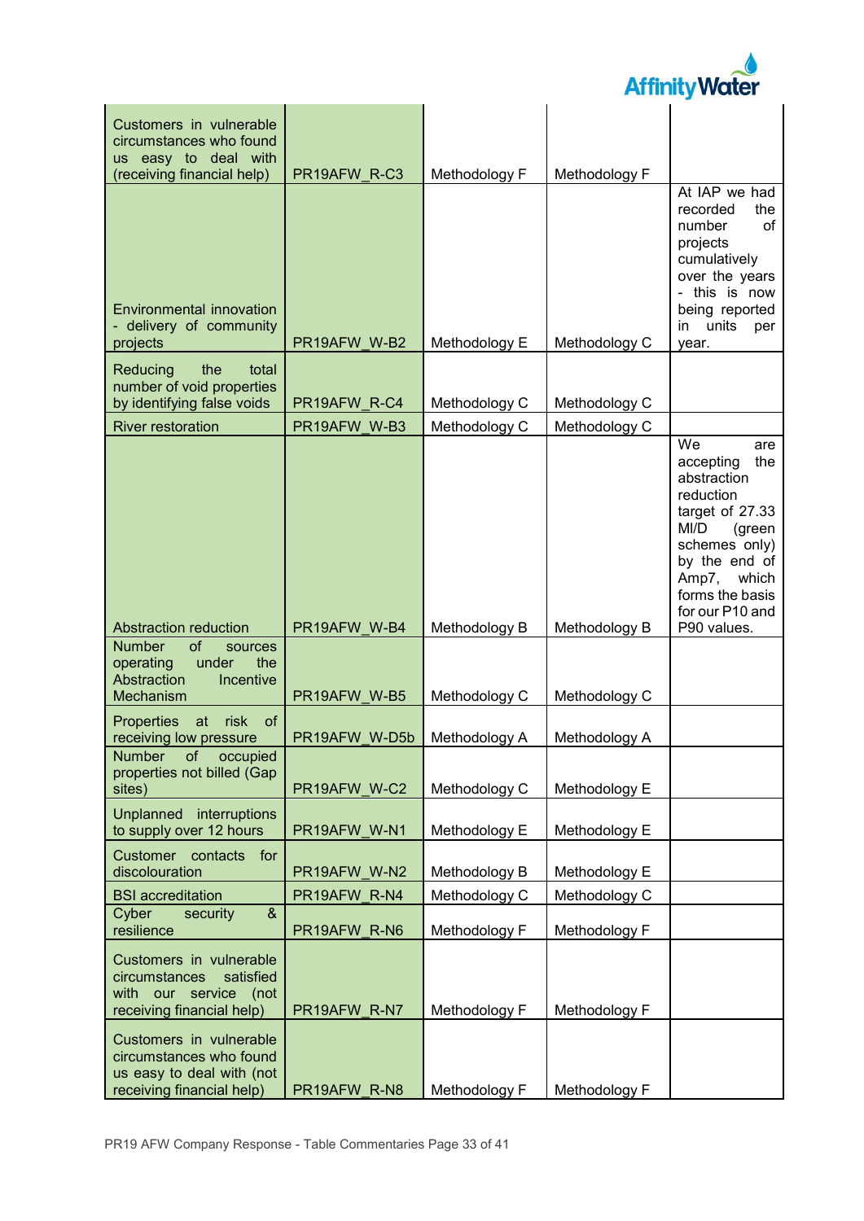| | | | | |
|---|---|---|---|---|
| Customers in vulnerable circumstances who found us easy to deal with (receiving financial help) | PR19AFW_R-C3 | Methodology F | Methodology F | |
| Environmental innovation - delivery of community projects | PR19AFW_W-B2 | Methodology E | Methodology C | At IAP we had recorded the number of projects cumulatively over the years - this is now being reported in units per year. |
| Reducing the total number of void properties by identifying false voids | PR19AFW_R-C4 | Methodology C | Methodology C | |
| River restoration | PR19AFW_W-B3 | Methodology C | Methodology C | |
| Abstraction reduction | PR19AFW_W-B4 | Methodology B | Methodology B | We are accepting the abstraction reduction target of 27.33 Ml/D (green schemes only) by the end of Amp7, which forms the basis for our P10 and P90 values. |
| Number of sources operating under the Abstraction Incentive Mechanism | PR19AFW_W-B5 | Methodology C | Methodology C | |
| Properties at risk of receiving low pressure | PR19AFW_W-D5b | Methodology A | Methodology A | |
| Number of occupied properties not billed (Gap sites) | PR19AFW_W-C2 | Methodology C | Methodology E | |
| Unplanned interruptions to supply over 12 hours | PR19AFW_W-N1 | Methodology E | Methodology E | |
| Customer contacts for discolouration | PR19AFW_W-N2 | Methodology B | Methodology E | |
| BSI accreditation | PR19AFW_R-N4 | Methodology C | Methodology C | |
| Cyber security & resilience | PR19AFW_R-N6 | Methodology F | Methodology F | |
| Customers in vulnerable circumstances satisfied with our service (not receiving financial help) | PR19AFW_R-N7 | Methodology F | Methodology F | |
| Customers in vulnerable circumstances who found us easy to deal with (not receiving financial help) | PR19AFW_R-N8 | Methodology F | Methodology F | |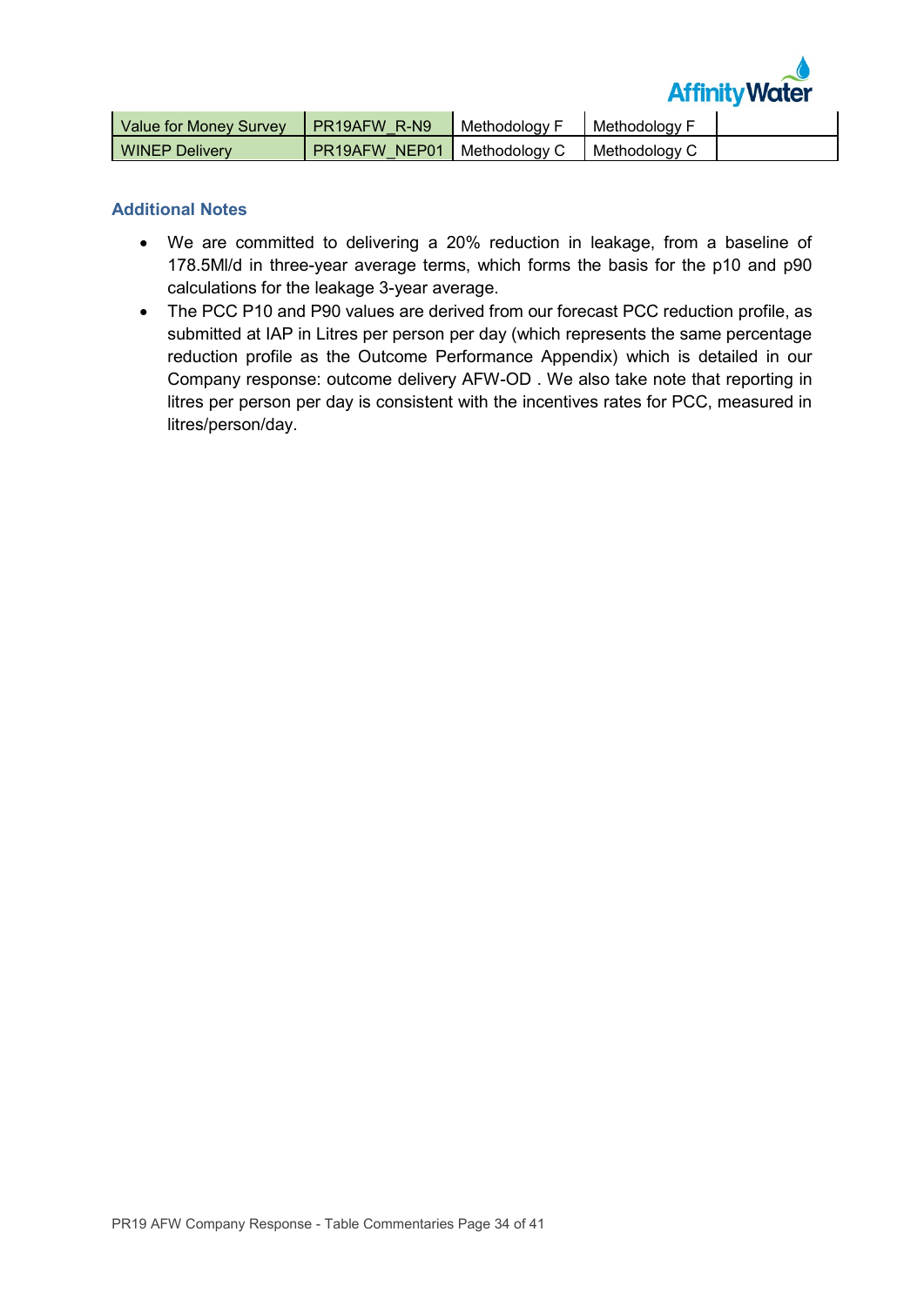| | | | | |
|---|---|---|---|---|
| Value for Money Survey | PR19AFW_R-N9 | Methodology F | Methodology F | |
| WINEP Delivery | PR19AFW_NEP01 | Methodology C | Methodology C | |

### Additional Notes

- We are committed to delivering a 20% reduction in leakage, from a baseline of 178.5Ml/d in three-year average terms, which forms the basis for the p10 and p90 calculations for the leakage 3-year average.
- The PCC P10 and P90 values are derived from our forecast PCC reduction profile, as submitted at IAP in Litres per person per day (which represents the same percentage reduction profile as the Outcome Performance Appendix) which is detailed in our Company response: outcome delivery AFW-OD . We also take note that reporting in litres per person per day is consistent with the incentives rates for PCC, measured in litres/person/day.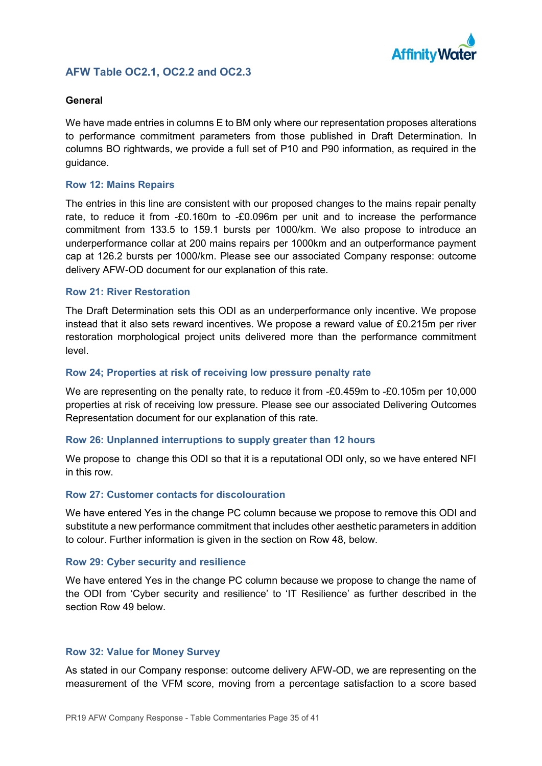## AFW Table OC2.1, OC2.2 and OC2.3

**General**

We have made entries in columns E to BM only where our representation proposes alterations to performance commitment parameters from those published in Draft Determination. In columns BO rightwards, we provide a full set of P10 and P90 information, as required in the guidance.

### Row 12: Mains Repairs

The entries in this line are consistent with our proposed changes to the mains repair penalty rate, to reduce it from -£0.160m to -£0.096m per unit and to increase the performance commitment from 133.5 to 159.1 bursts per 1000/km. We also propose to introduce an underperformance collar at 200 mains repairs per 1000km and an outperformance payment cap at 126.2 bursts per 1000/km. Please see our associated Company response: outcome delivery AFW-OD document for our explanation of this rate.

### Row 21: River Restoration

The Draft Determination sets this ODI as an underperformance only incentive. We propose instead that it also sets reward incentives. We propose a reward value of £0.215m per river restoration morphological project units delivered more than the performance commitment level.

### Row 24; Properties at risk of receiving low pressure penalty rate

We are representing on the penalty rate, to reduce it from -£0.459m to -£0.105m per 10,000 properties at risk of receiving low pressure. Please see our associated Delivering Outcomes Representation document for our explanation of this rate.

### Row 26: Unplanned interruptions to supply greater than 12 hours

We propose to  change this ODI so that it is a reputational ODI only, so we have entered NFI in this row.

### Row 27: Customer contacts for discolouration

We have entered Yes in the change PC column because we propose to remove this ODI and substitute a new performance commitment that includes other aesthetic parameters in addition to colour. Further information is given in the section on Row 48, below.

### Row 29: Cyber security and resilience

We have entered Yes in the change PC column because we propose to change the name of the ODI from 'Cyber security and resilience' to 'IT Resilience' as further described in the section Row 49 below.

### Row 32: Value for Money Survey

As stated in our Company response: outcome delivery AFW-OD, we are representing on the measurement of the VFM score, moving from a percentage satisfaction to a score based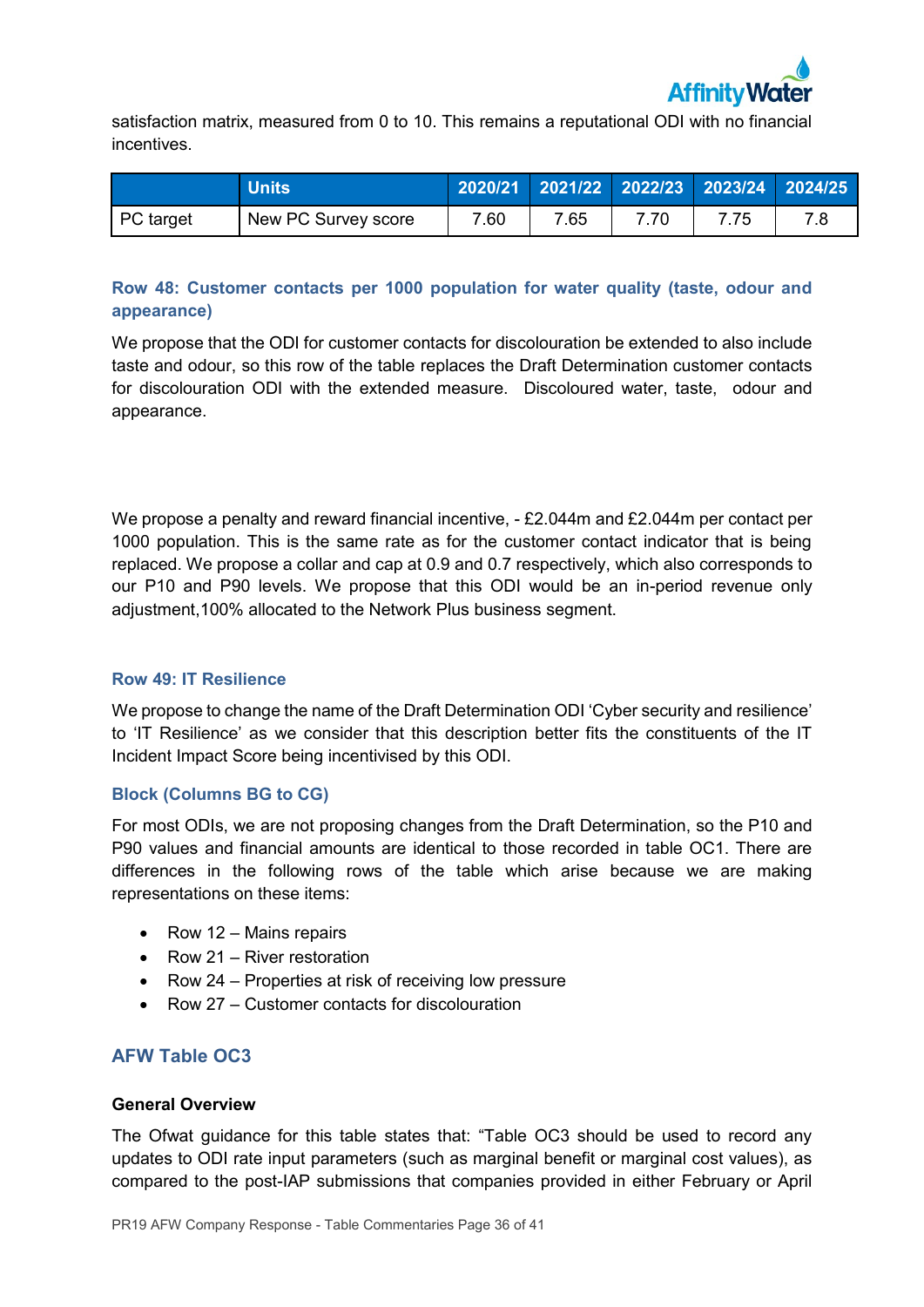satisfaction matrix, measured from 0 to 10. This remains a reputational ODI with no financial incentives.

| | Units | 2020/21 | 2021/22 | 2022/23 | 2023/24 | 2024/25 |
|---|---|---|---|---|---|---|
| PC target | New PC Survey score | 7.60 | 7.65 | 7.70 | 7.75 | 7.8 |

### Row 48: Customer contacts per 1000 population for water quality (taste, odour and appearance)

We propose that the ODI for customer contacts for discolouration be extended to also include taste and odour, so this row of the table replaces the Draft Determination customer contacts for discolouration ODI with the extended measure. Discoloured water, taste, odour and appearance.

We propose a penalty and reward financial incentive, - £2.044m and £2.044m per contact per 1000 population. This is the same rate as for the customer contact indicator that is being replaced. We propose a collar and cap at 0.9 and 0.7 respectively, which also corresponds to our P10 and P90 levels. We propose that this ODI would be an in-period revenue only adjustment,100% allocated to the Network Plus business segment.

### Row 49: IT Resilience

We propose to change the name of the Draft Determination ODI 'Cyber security and resilience' to 'IT Resilience' as we consider that this description better fits the constituents of the IT Incident Impact Score being incentivised by this ODI.

### Block (Columns BG to CG)

For most ODIs, we are not proposing changes from the Draft Determination, so the P10 and P90 values and financial amounts are identical to those recorded in table OC1. There are differences in the following rows of the table which arise because we are making representations on these items:

- Row 12 – Mains repairs
- Row 21 – River restoration
- Row 24 – Properties at risk of receiving low pressure
- Row 27 – Customer contacts for discolouration

## AFW Table OC3

**General Overview**

The Ofwat guidance for this table states that: "Table OC3 should be used to record any updates to ODI rate input parameters (such as marginal benefit or marginal cost values), as compared to the post-IAP submissions that companies provided in either February or April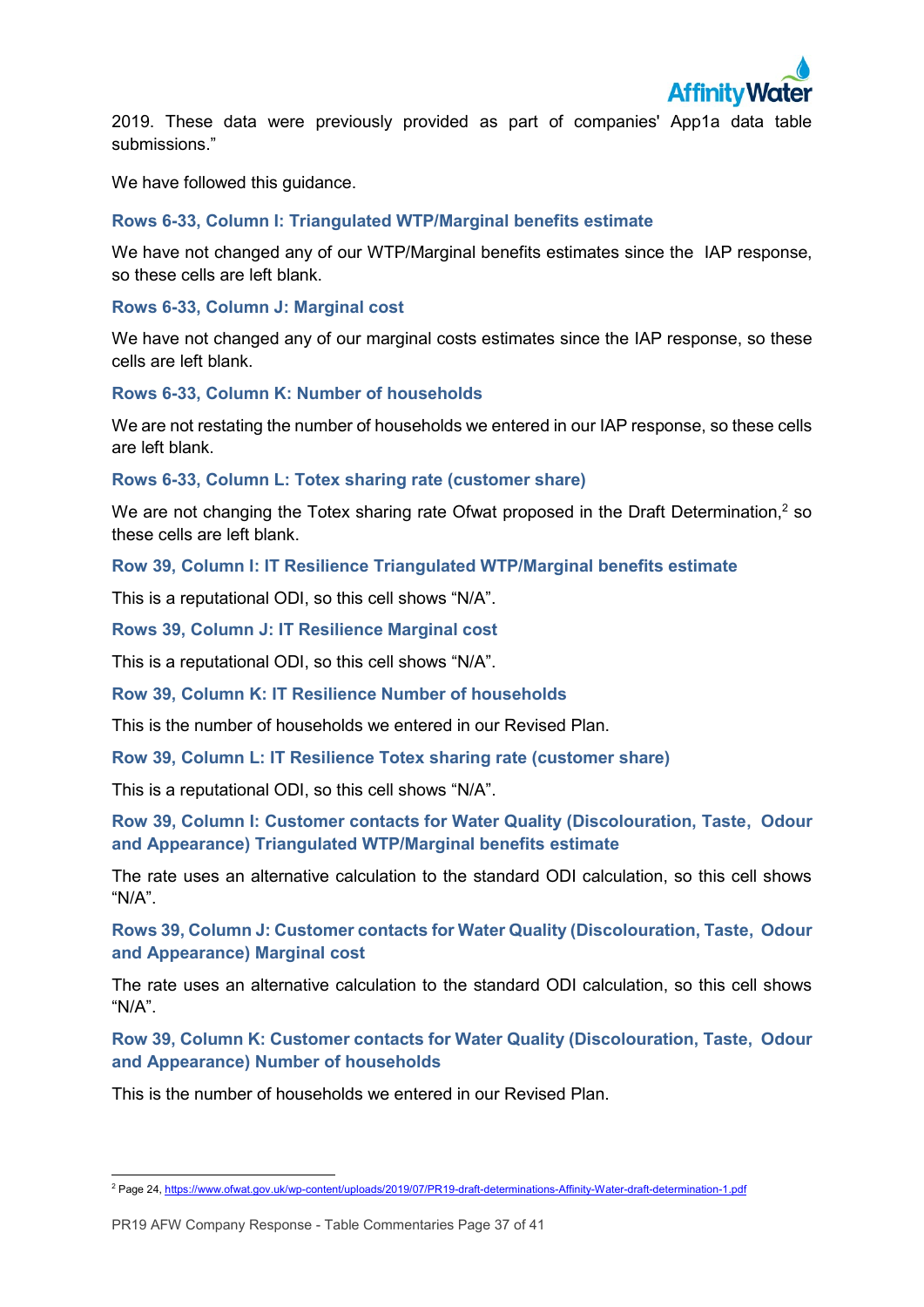2019. These data were previously provided as part of companies' App1a data table submissions."

We have followed this guidance.

### Rows 6-33, Column I: Triangulated WTP/Marginal benefits estimate

We have not changed any of our WTP/Marginal benefits estimates since the IAP response, so these cells are left blank.

### Rows 6-33, Column J: Marginal cost

We have not changed any of our marginal costs estimates since the IAP response, so these cells are left blank.

### Rows 6-33, Column K: Number of households

We are not restating the number of households we entered in our IAP response, so these cells are left blank.

### Rows 6-33, Column L: Totex sharing rate (customer share)

We are not changing the Totex sharing rate Ofwat proposed in the Draft Determination,[2] so these cells are left blank.

### Row 39, Column I: IT Resilience Triangulated WTP/Marginal benefits estimate

This is a reputational ODI, so this cell shows "N/A".

### Rows 39, Column J: IT Resilience Marginal cost

This is a reputational ODI, so this cell shows "N/A".

### Row 39, Column K: IT Resilience Number of households

This is the number of households we entered in our Revised Plan.

### Row 39, Column L: IT Resilience Totex sharing rate (customer share)

This is a reputational ODI, so this cell shows "N/A".

### Row 39, Column I: Customer contacts for Water Quality (Discolouration, Taste, Odour and Appearance) Triangulated WTP/Marginal benefits estimate

The rate uses an alternative calculation to the standard ODI calculation, so this cell shows "N/A".

### Rows 39, Column J: Customer contacts for Water Quality (Discolouration, Taste, Odour and Appearance) Marginal cost

The rate uses an alternative calculation to the standard ODI calculation, so this cell shows "N/A".

### Row 39, Column K: Customer contacts for Water Quality (Discolouration, Taste, Odour and Appearance) Number of households

This is the number of households we entered in our Revised Plan.

---

[2] Page 24, https://www.ofwat.gov.uk/wp-content/uploads/2019/07/PR19-draft-determinations-Affinity-Water-draft-determination-1.pdf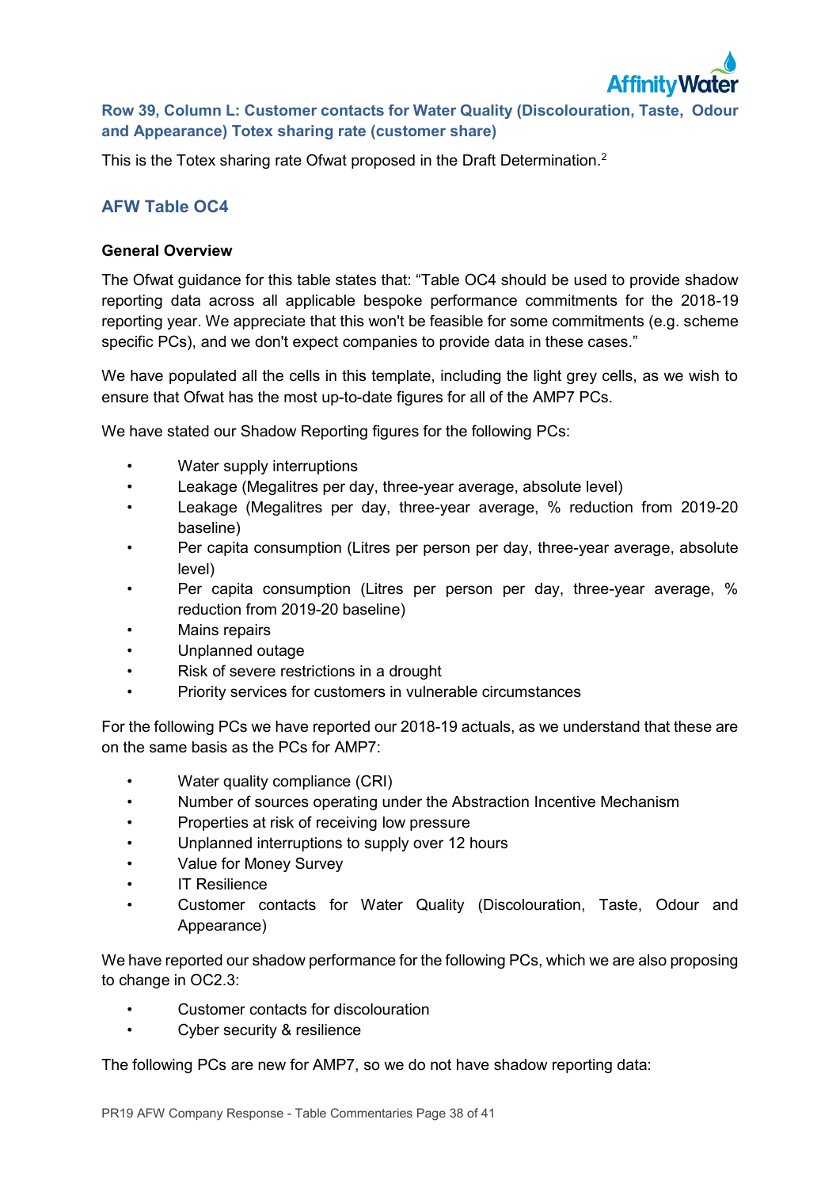### Row 39, Column L: Customer contacts for Water Quality (Discolouration, Taste, Odour and Appearance) Totex sharing rate (customer share)

This is the Totex sharing rate Ofwat proposed in the Draft Determination.[2]

## AFW Table OC4

**General Overview**

The Ofwat guidance for this table states that: "Table OC4 should be used to provide shadow reporting data across all applicable bespoke performance commitments for the 2018-19 reporting year. We appreciate that this won't be feasible for some commitments (e.g. scheme specific PCs), and we don't expect companies to provide data in these cases."

We have populated all the cells in this template, including the light grey cells, as we wish to ensure that Ofwat has the most up-to-date figures for all of the AMP7 PCs.

We have stated our Shadow Reporting figures for the following PCs:

- Water supply interruptions
- Leakage (Megalitres per day, three-year average, absolute level)
- Leakage (Megalitres per day, three-year average, % reduction from 2019-20 baseline)
- Per capita consumption (Litres per person per day, three-year average, absolute level)
- Per capita consumption (Litres per person per day, three-year average, % reduction from 2019-20 baseline)
- Mains repairs
- Unplanned outage
- Risk of severe restrictions in a drought
- Priority services for customers in vulnerable circumstances

For the following PCs we have reported our 2018-19 actuals, as we understand that these are on the same basis as the PCs for AMP7:

- Water quality compliance (CRI)
- Number of sources operating under the Abstraction Incentive Mechanism
- Properties at risk of receiving low pressure
- Unplanned interruptions to supply over 12 hours
- Value for Money Survey
- IT Resilience
- Customer contacts for Water Quality (Discolouration, Taste, Odour and Appearance)

We have reported our shadow performance for the following PCs, which we are also proposing to change in OC2.3:

- Customer contacts for discolouration
- Cyber security & resilience

The following PCs are new for AMP7, so we do not have shadow reporting data: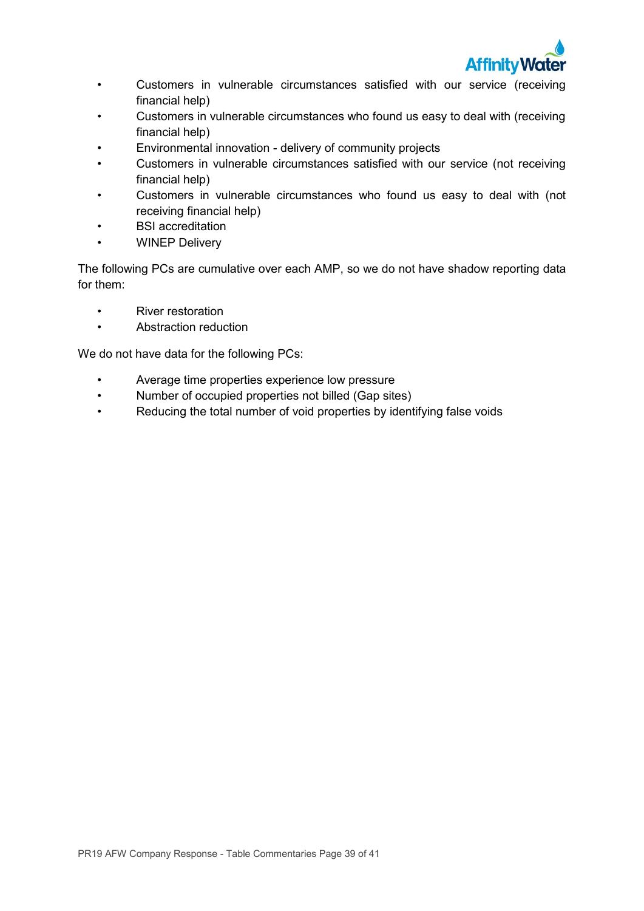- Customers in vulnerable circumstances satisfied with our service (receiving financial help)
- Customers in vulnerable circumstances who found us easy to deal with (receiving financial help)
- Environmental innovation - delivery of community projects
- Customers in vulnerable circumstances satisfied with our service (not receiving financial help)
- Customers in vulnerable circumstances who found us easy to deal with (not receiving financial help)
- BSI accreditation
- WINEP Delivery

The following PCs are cumulative over each AMP, so we do not have shadow reporting data for them:

- River restoration
- Abstraction reduction

We do not have data for the following PCs:

- Average time properties experience low pressure
- Number of occupied properties not billed (Gap sites)
- Reducing the total number of void properties by identifying false voids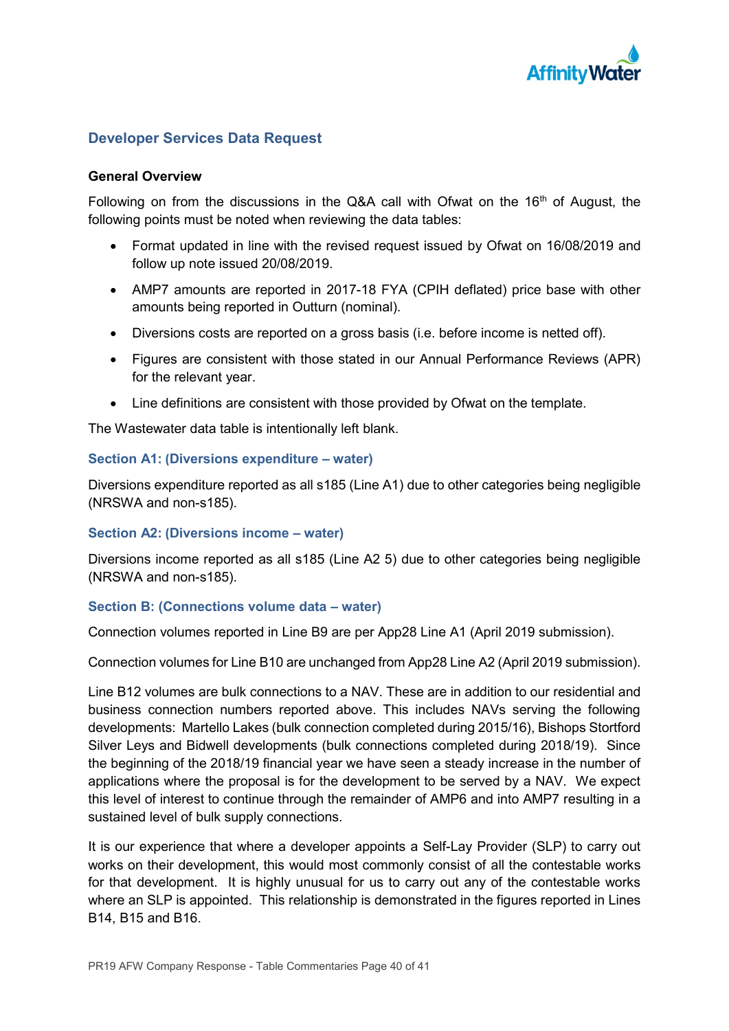## Developer Services Data Request

### General Overview

Following on from the discussions in the Q&A call with Ofwat on the 16th of August, the following points must be noted when reviewing the data tables:

- Format updated in line with the revised request issued by Ofwat on 16/08/2019 and follow up note issued 20/08/2019.
- AMP7 amounts are reported in 2017-18 FYA (CPIH deflated) price base with other amounts being reported in Outturn (nominal).
- Diversions costs are reported on a gross basis (i.e. before income is netted off).
- Figures are consistent with those stated in our Annual Performance Reviews (APR) for the relevant year.
- Line definitions are consistent with those provided by Ofwat on the template.

The Wastewater data table is intentionally left blank.

#### Section A1: (Diversions expenditure – water)

Diversions expenditure reported as all s185 (Line A1) due to other categories being negligible (NRSWA and non-s185).

#### Section A2: (Diversions income – water)

Diversions income reported as all s185 (Line A2 5) due to other categories being negligible (NRSWA and non-s185).

#### Section B: (Connections volume data – water)

Connection volumes reported in Line B9 are per App28 Line A1 (April 2019 submission).

Connection volumes for Line B10 are unchanged from App28 Line A2 (April 2019 submission).

Line B12 volumes are bulk connections to a NAV. These are in addition to our residential and business connection numbers reported above. This includes NAVs serving the following developments: Martello Lakes (bulk connection completed during 2015/16), Bishops Stortford Silver Leys and Bidwell developments (bulk connections completed during 2018/19). Since the beginning of the 2018/19 financial year we have seen a steady increase in the number of applications where the proposal is for the development to be served by a NAV. We expect this level of interest to continue through the remainder of AMP6 and into AMP7 resulting in a sustained level of bulk supply connections.

It is our experience that where a developer appoints a Self-Lay Provider (SLP) to carry out works on their development, this would most commonly consist of all the contestable works for that development. It is highly unusual for us to carry out any of the contestable works where an SLP is appointed. This relationship is demonstrated in the figures reported in Lines B14, B15 and B16.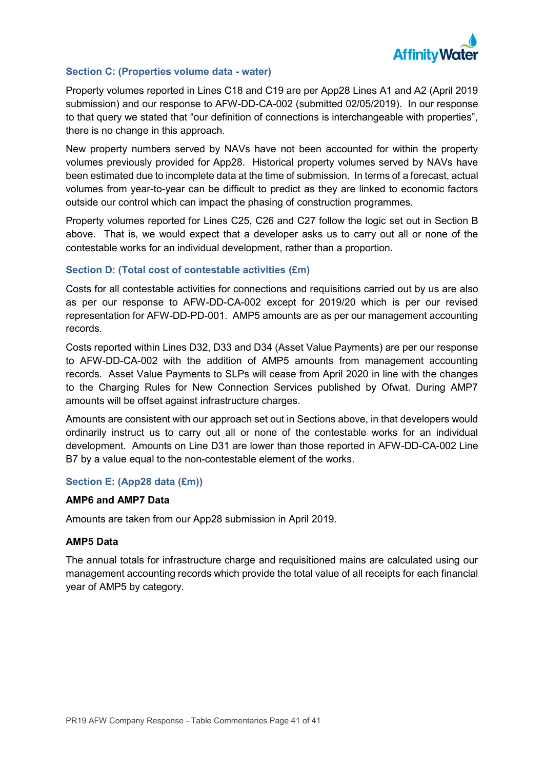### Section C: (Properties volume data - water)

Property volumes reported in Lines C18 and C19 are per App28 Lines A1 and A2 (April 2019 submission) and our response to AFW-DD-CA-002 (submitted 02/05/2019). In our response to that query we stated that "our definition of connections is interchangeable with properties", there is no change in this approach.

New property numbers served by NAVs have not been accounted for within the property volumes previously provided for App28. Historical property volumes served by NAVs have been estimated due to incomplete data at the time of submission. In terms of a forecast, actual volumes from year-to-year can be difficult to predict as they are linked to economic factors outside our control which can impact the phasing of construction programmes.

Property volumes reported for Lines C25, C26 and C27 follow the logic set out in Section B above. That is, we would expect that a developer asks us to carry out all or none of the contestable works for an individual development, rather than a proportion.

### Section D: (Total cost of contestable activities (£m)

Costs for all contestable activities for connections and requisitions carried out by us are also as per our response to AFW-DD-CA-002 except for 2019/20 which is per our revised representation for AFW-DD-PD-001. AMP5 amounts are as per our management accounting records.

Costs reported within Lines D32, D33 and D34 (Asset Value Payments) are per our response to AFW-DD-CA-002 with the addition of AMP5 amounts from management accounting records. Asset Value Payments to SLPs will cease from April 2020 in line with the changes to the Charging Rules for New Connection Services published by Ofwat. During AMP7 amounts will be offset against infrastructure charges.

Amounts are consistent with our approach set out in Sections above, in that developers would ordinarily instruct us to carry out all or none of the contestable works for an individual development. Amounts on Line D31 are lower than those reported in AFW-DD-CA-002 Line B7 by a value equal to the non-contestable element of the works.

### Section E: (App28 data (£m))

**AMP6 and AMP7 Data**

Amounts are taken from our App28 submission in April 2019.

**AMP5 Data**

The annual totals for infrastructure charge and requisitioned mains are calculated using our management accounting records which provide the total value of all receipts for each financial year of AMP5 by category.